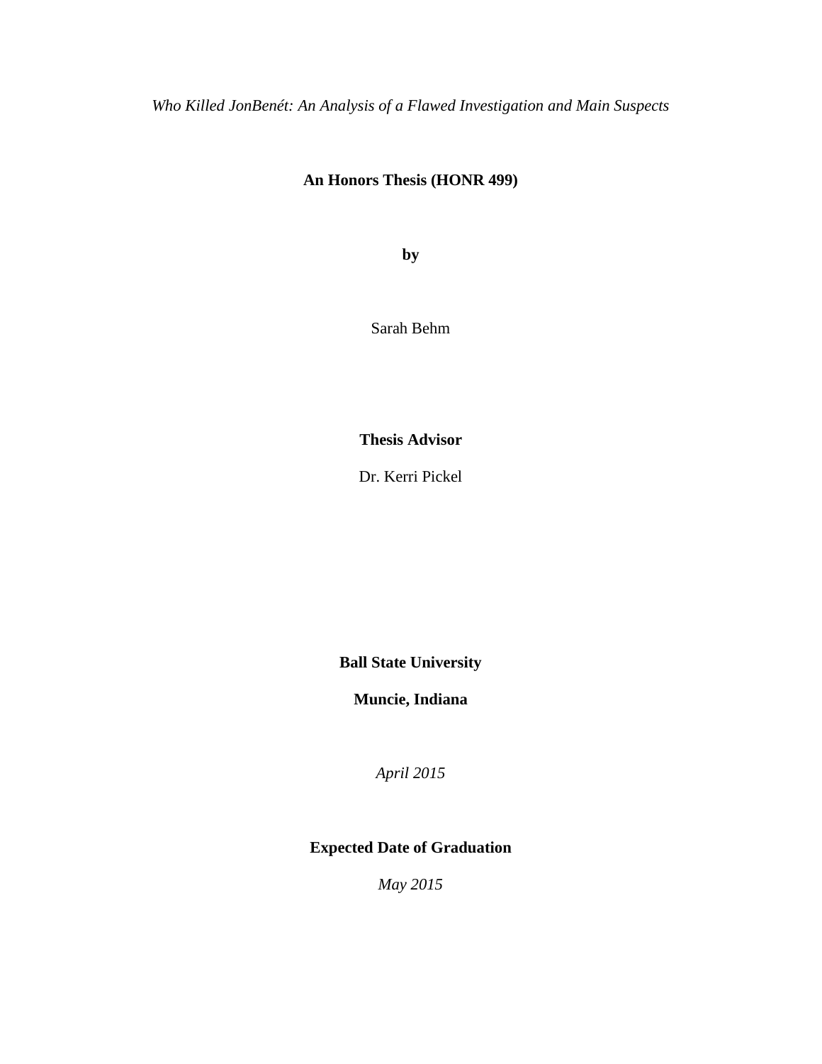*Who Killed JonBenét: An Analysis of a Flawed Investigation and Main Suspects*

**An Honors Thesis (HONR 499)**

**by**

Sarah Behm

**Thesis Advisor**

Dr. Kerri Pickel

**Ball State University**

**Muncie, Indiana**

*April 2015*

**Expected Date of Graduation**

*May 2015*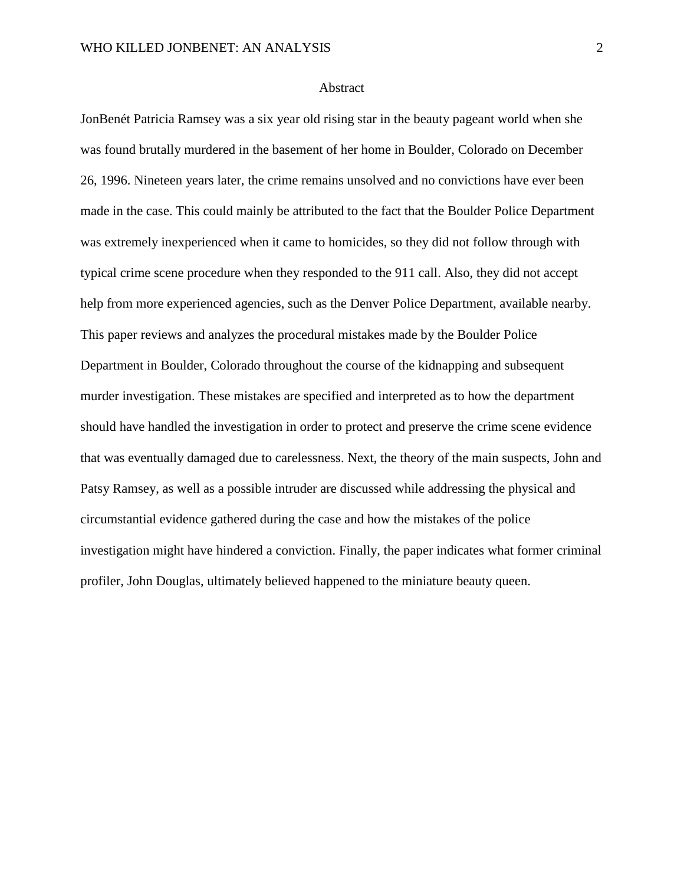# Abstract

JonBenét Patricia Ramsey was a six year old rising star in the beauty pageant world when she was found brutally murdered in the basement of her home in Boulder, Colorado on December 26, 1996. Nineteen years later, the crime remains unsolved and no convictions have ever been made in the case. This could mainly be attributed to the fact that the Boulder Police Department was extremely inexperienced when it came to homicides, so they did not follow through with typical crime scene procedure when they responded to the 911 call. Also, they did not accept help from more experienced agencies, such as the Denver Police Department, available nearby. This paper reviews and analyzes the procedural mistakes made by the Boulder Police Department in Boulder, Colorado throughout the course of the kidnapping and subsequent murder investigation. These mistakes are specified and interpreted as to how the department should have handled the investigation in order to protect and preserve the crime scene evidence that was eventually damaged due to carelessness. Next, the theory of the main suspects, John and Patsy Ramsey, as well as a possible intruder are discussed while addressing the physical and circumstantial evidence gathered during the case and how the mistakes of the police investigation might have hindered a conviction. Finally, the paper indicates what former criminal profiler, John Douglas, ultimately believed happened to the miniature beauty queen.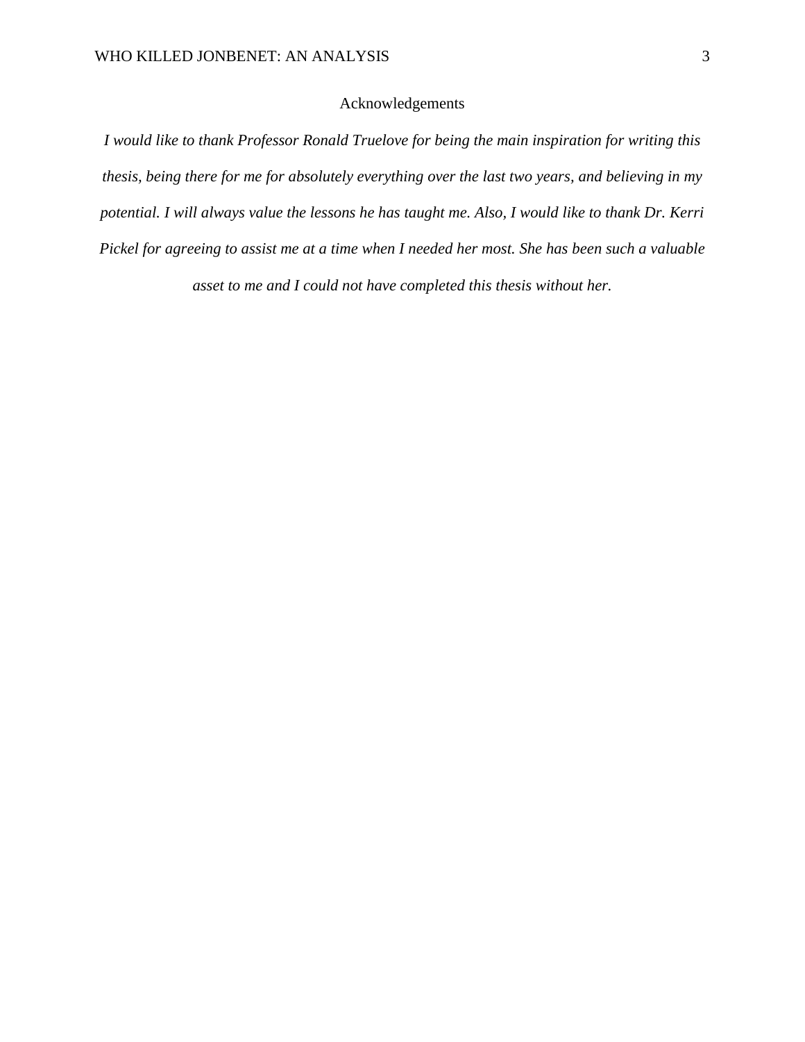# Acknowledgements

*I would like to thank Professor Ronald Truelove for being the main inspiration for writing this thesis, being there for me for absolutely everything over the last two years, and believing in my potential. I will always value the lessons he has taught me. Also, I would like to thank Dr. Kerri Pickel for agreeing to assist me at a time when I needed her most. She has been such a valuable asset to me and I could not have completed this thesis without her.*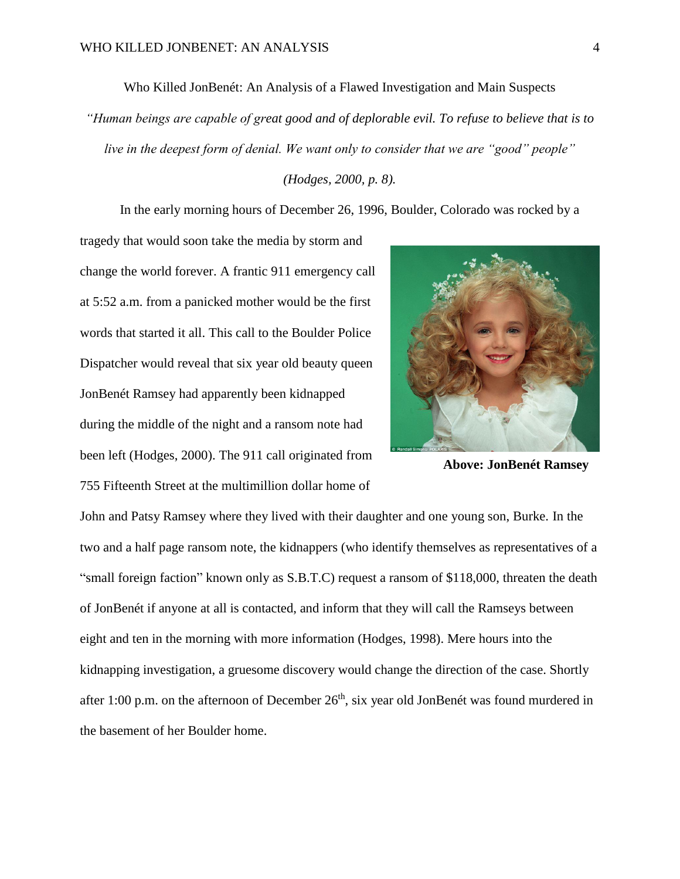Who Killed JonBenét: An Analysis of a Flawed Investigation and Main Suspects

*"Human beings are capable of great good and of deplorable evil. To refuse to believe that is to live in the deepest form of denial. We want only to consider that we are "good" people" (Hodges, 2000, p. 8).*

In the early morning hours of December 26, 1996, Boulder, Colorado was rocked by a tragedy that would soon take the media by storm and change the world forever. A frantic 911 emergency call at 5:52 a.m. from a panicked mother would be the first words that started it all. This call to the Boulder Police Dispatcher would reveal that six year old beauty queen JonBenét Ramsey had apparently been kidnapped during the middle of the night and a ransom note had been left (Hodges, 2000). The 911 call originated from 755 Fifteenth Street at the multimillion dollar home of John and Patsy Ramsey where they lived with their daughter and one young son, Burke. In the two and a half page ransom note, the kidnappers (who identify themselves as representatives of a "small foreign faction" known only as S.B.T.C) request a ransom of $118,000, threaten the death of JonBenét if anyone at all is contacted, and inform that they will call the Ramseys between eight and ten in the morning with more information (Hodges, 1998). Mere hours into the kidnapping investigation, a gruesome discovery would change the direction of the case. Shortly after 1:00 p.m. on the afternoon of December 26th, six year old JonBenét was found murdered in the basement of her Boulder home.

**Above: JonBenét Ramsey**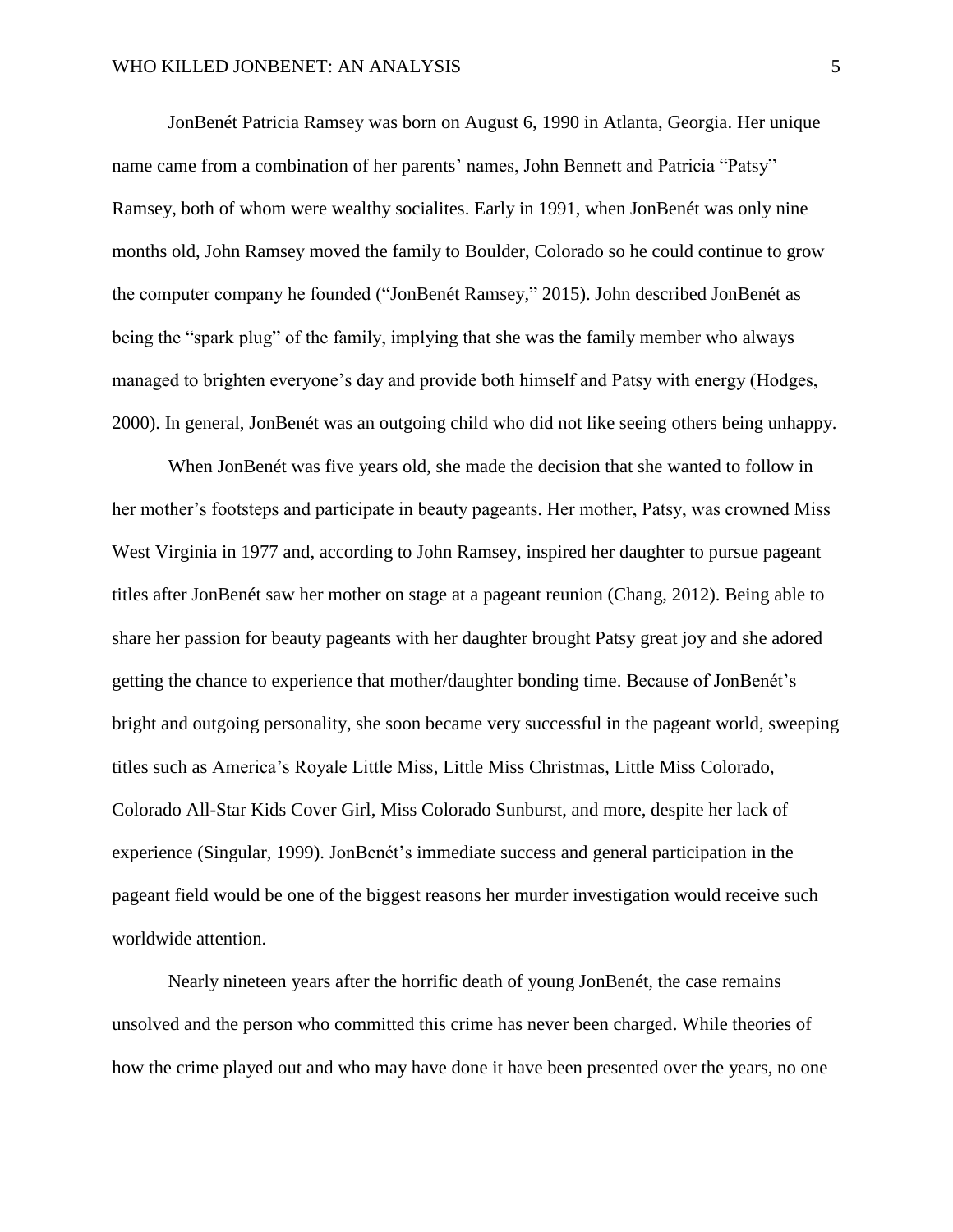JonBenét Patricia Ramsey was born on August 6, 1990 in Atlanta, Georgia. Her unique name came from a combination of her parents' names, John Bennett and Patricia "Patsy" Ramsey, both of whom were wealthy socialites. Early in 1991, when JonBenét was only nine months old, John Ramsey moved the family to Boulder, Colorado so he could continue to grow the computer company he founded ("JonBenét Ramsey," 2015). John described JonBenét as being the "spark plug" of the family, implying that she was the family member who always managed to brighten everyone's day and provide both himself and Patsy with energy (Hodges, 2000). In general, JonBenét was an outgoing child who did not like seeing others being unhappy.

When JonBenét was five years old, she made the decision that she wanted to follow in her mother's footsteps and participate in beauty pageants. Her mother, Patsy, was crowned Miss West Virginia in 1977 and, according to John Ramsey, inspired her daughter to pursue pageant titles after JonBenét saw her mother on stage at a pageant reunion (Chang, 2012). Being able to share her passion for beauty pageants with her daughter brought Patsy great joy and she adored getting the chance to experience that mother/daughter bonding time. Because of JonBenét's bright and outgoing personality, she soon became very successful in the pageant world, sweeping titles such as America's Royale Little Miss, Little Miss Christmas, Little Miss Colorado, Colorado All-Star Kids Cover Girl, Miss Colorado Sunburst, and more, despite her lack of experience (Singular, 1999). JonBenét's immediate success and general participation in the pageant field would be one of the biggest reasons her murder investigation would receive such worldwide attention.

Nearly nineteen years after the horrific death of young JonBenét, the case remains unsolved and the person who committed this crime has never been charged. While theories of how the crime played out and who may have done it have been presented over the years, no one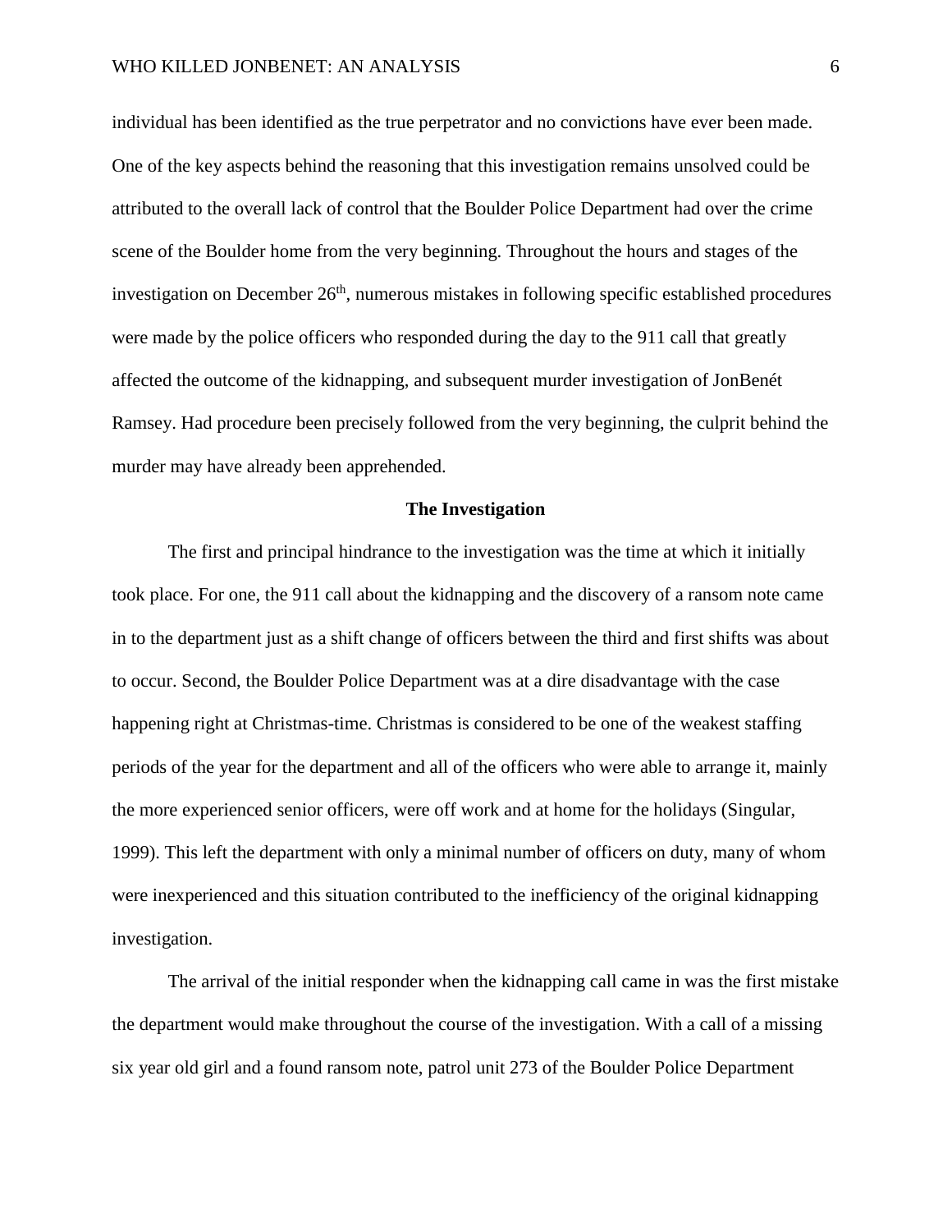individual has been identified as the true perpetrator and no convictions have ever been made. One of the key aspects behind the reasoning that this investigation remains unsolved could be attributed to the overall lack of control that the Boulder Police Department had over the crime scene of the Boulder home from the very beginning. Throughout the hours and stages of the investigation on December 26th, numerous mistakes in following specific established procedures were made by the police officers who responded during the day to the 911 call that greatly affected the outcome of the kidnapping, and subsequent murder investigation of JonBenét Ramsey. Had procedure been precisely followed from the very beginning, the culprit behind the murder may have already been apprehended.

## The Investigation

The first and principal hindrance to the investigation was the time at which it initially took place. For one, the 911 call about the kidnapping and the discovery of a ransom note came in to the department just as a shift change of officers between the third and first shifts was about to occur. Second, the Boulder Police Department was at a dire disadvantage with the case happening right at Christmas-time. Christmas is considered to be one of the weakest staffing periods of the year for the department and all of the officers who were able to arrange it, mainly the more experienced senior officers, were off work and at home for the holidays (Singular, 1999). This left the department with only a minimal number of officers on duty, many of whom were inexperienced and this situation contributed to the inefficiency of the original kidnapping investigation.

The arrival of the initial responder when the kidnapping call came in was the first mistake the department would make throughout the course of the investigation. With a call of a missing six year old girl and a found ransom note, patrol unit 273 of the Boulder Police Department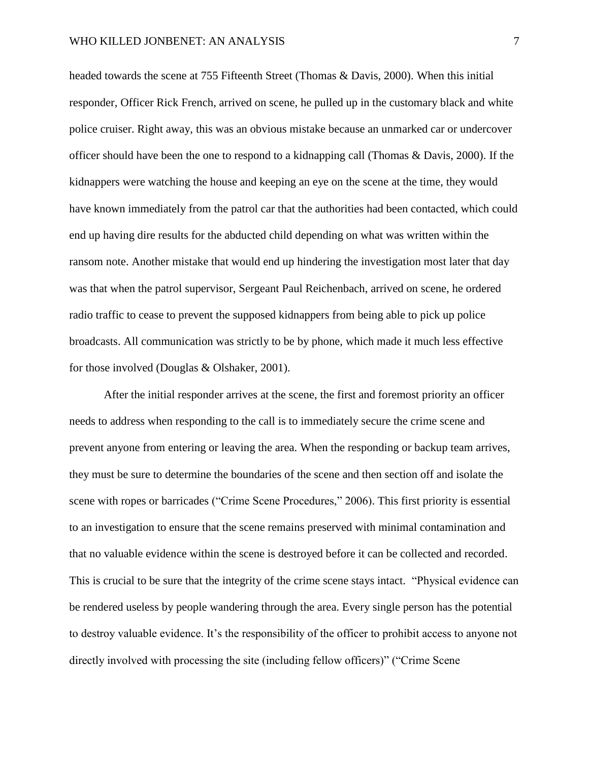headed towards the scene at 755 Fifteenth Street (Thomas & Davis, 2000). When this initial responder, Officer Rick French, arrived on scene, he pulled up in the customary black and white police cruiser. Right away, this was an obvious mistake because an unmarked car or undercover officer should have been the one to respond to a kidnapping call (Thomas & Davis, 2000). If the kidnappers were watching the house and keeping an eye on the scene at the time, they would have known immediately from the patrol car that the authorities had been contacted, which could end up having dire results for the abducted child depending on what was written within the ransom note. Another mistake that would end up hindering the investigation most later that day was that when the patrol supervisor, Sergeant Paul Reichenbach, arrived on scene, he ordered radio traffic to cease to prevent the supposed kidnappers from being able to pick up police broadcasts. All communication was strictly to be by phone, which made it much less effective for those involved (Douglas & Olshaker, 2001).

After the initial responder arrives at the scene, the first and foremost priority an officer needs to address when responding to the call is to immediately secure the crime scene and prevent anyone from entering or leaving the area. When the responding or backup team arrives, they must be sure to determine the boundaries of the scene and then section off and isolate the scene with ropes or barricades ("Crime Scene Procedures," 2006). This first priority is essential to an investigation to ensure that the scene remains preserved with minimal contamination and that no valuable evidence within the scene is destroyed before it can be collected and recorded. This is crucial to be sure that the integrity of the crime scene stays intact. "Physical evidence can be rendered useless by people wandering through the area. Every single person has the potential to destroy valuable evidence. It's the responsibility of the officer to prohibit access to anyone not directly involved with processing the site (including fellow officers)" ("Crime Scene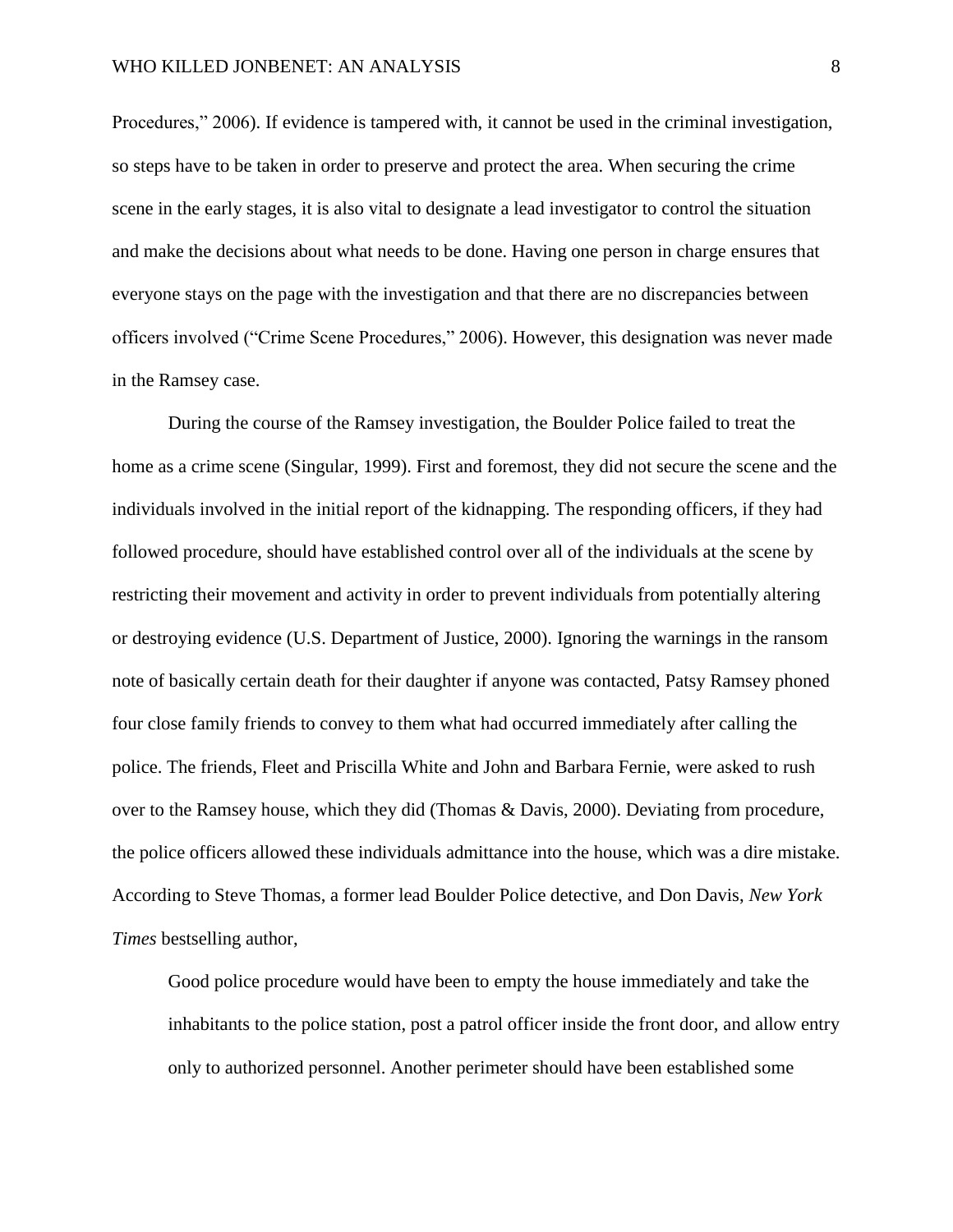Procedures," 2006). If evidence is tampered with, it cannot be used in the criminal investigation, so steps have to be taken in order to preserve and protect the area. When securing the crime scene in the early stages, it is also vital to designate a lead investigator to control the situation and make the decisions about what needs to be done. Having one person in charge ensures that everyone stays on the page with the investigation and that there are no discrepancies between officers involved ("Crime Scene Procedures," 2006). However, this designation was never made in the Ramsey case.

During the course of the Ramsey investigation, the Boulder Police failed to treat the home as a crime scene (Singular, 1999). First and foremost, they did not secure the scene and the individuals involved in the initial report of the kidnapping. The responding officers, if they had followed procedure, should have established control over all of the individuals at the scene by restricting their movement and activity in order to prevent individuals from potentially altering or destroying evidence (U.S. Department of Justice, 2000). Ignoring the warnings in the ransom note of basically certain death for their daughter if anyone was contacted, Patsy Ramsey phoned four close family friends to convey to them what had occurred immediately after calling the police. The friends, Fleet and Priscilla White and John and Barbara Fernie, were asked to rush over to the Ramsey house, which they did (Thomas & Davis, 2000). Deviating from procedure, the police officers allowed these individuals admittance into the house, which was a dire mistake. According to Steve Thomas, a former lead Boulder Police detective, and Don Davis, *New York Times* bestselling author,

> Good police procedure would have been to empty the house immediately and take the inhabitants to the police station, post a patrol officer inside the front door, and allow entry only to authorized personnel. Another perimeter should have been established some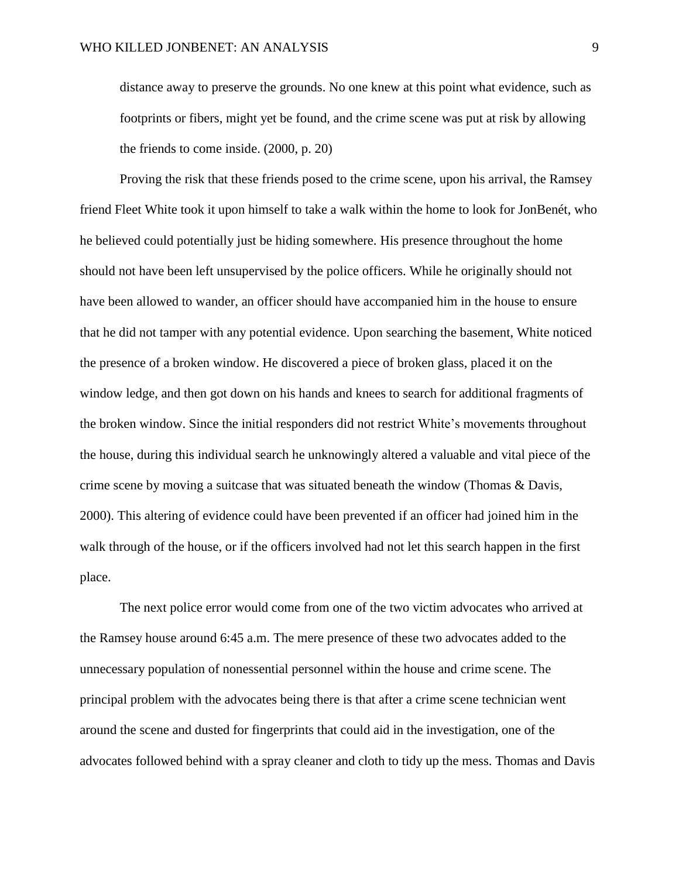> distance away to preserve the grounds. No one knew at this point what evidence, such as footprints or fibers, might yet be found, and the crime scene was put at risk by allowing the friends to come inside. (2000, p. 20)

Proving the risk that these friends posed to the crime scene, upon his arrival, the Ramsey friend Fleet White took it upon himself to take a walk within the home to look for JonBenét, who he believed could potentially just be hiding somewhere. His presence throughout the home should not have been left unsupervised by the police officers. While he originally should not have been allowed to wander, an officer should have accompanied him in the house to ensure that he did not tamper with any potential evidence. Upon searching the basement, White noticed the presence of a broken window. He discovered a piece of broken glass, placed it on the window ledge, and then got down on his hands and knees to search for additional fragments of the broken window. Since the initial responders did not restrict White's movements throughout the house, during this individual search he unknowingly altered a valuable and vital piece of the crime scene by moving a suitcase that was situated beneath the window (Thomas & Davis, 2000). This altering of evidence could have been prevented if an officer had joined him in the walk through of the house, or if the officers involved had not let this search happen in the first place.

The next police error would come from one of the two victim advocates who arrived at the Ramsey house around 6:45 a.m. The mere presence of these two advocates added to the unnecessary population of nonessential personnel within the house and crime scene. The principal problem with the advocates being there is that after a crime scene technician went around the scene and dusted for fingerprints that could aid in the investigation, one of the advocates followed behind with a spray cleaner and cloth to tidy up the mess. Thomas and Davis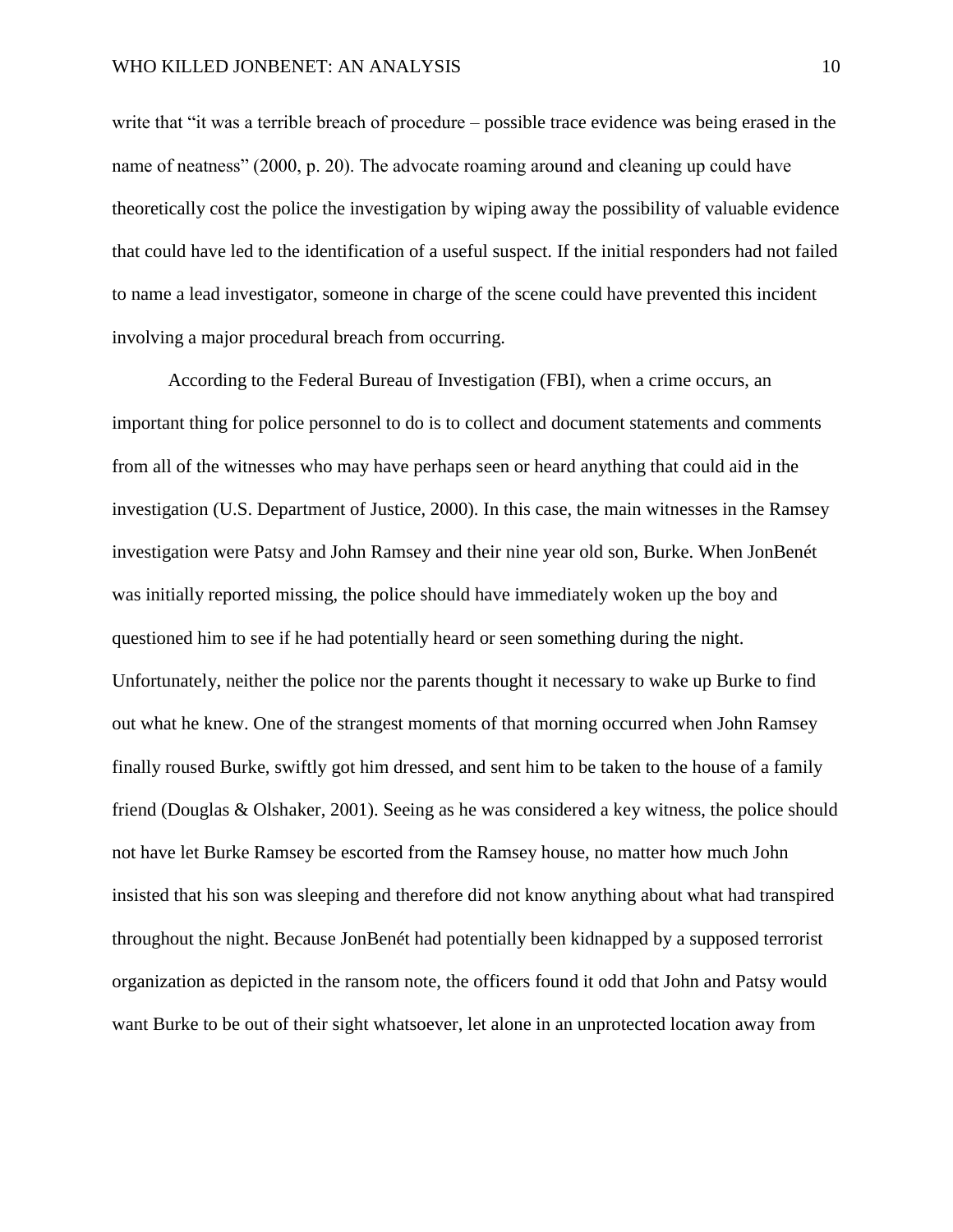write that “it was a terrible breach of procedure – possible trace evidence was being erased in the name of neatness” (2000, p. 20). The advocate roaming around and cleaning up could have theoretically cost the police the investigation by wiping away the possibility of valuable evidence that could have led to the identification of a useful suspect. If the initial responders had not failed to name a lead investigator, someone in charge of the scene could have prevented this incident involving a major procedural breach from occurring.

According to the Federal Bureau of Investigation (FBI), when a crime occurs, an important thing for police personnel to do is to collect and document statements and comments from all of the witnesses who may have perhaps seen or heard anything that could aid in the investigation (U.S. Department of Justice, 2000). In this case, the main witnesses in the Ramsey investigation were Patsy and John Ramsey and their nine year old son, Burke. When JonBenét was initially reported missing, the police should have immediately woken up the boy and questioned him to see if he had potentially heard or seen something during the night. Unfortunately, neither the police nor the parents thought it necessary to wake up Burke to find out what he knew. One of the strangest moments of that morning occurred when John Ramsey finally roused Burke, swiftly got him dressed, and sent him to be taken to the house of a family friend (Douglas & Olshaker, 2001). Seeing as he was considered a key witness, the police should not have let Burke Ramsey be escorted from the Ramsey house, no matter how much John insisted that his son was sleeping and therefore did not know anything about what had transpired throughout the night. Because JonBenét had potentially been kidnapped by a supposed terrorist organization as depicted in the ransom note, the officers found it odd that John and Patsy would want Burke to be out of their sight whatsoever, let alone in an unprotected location away from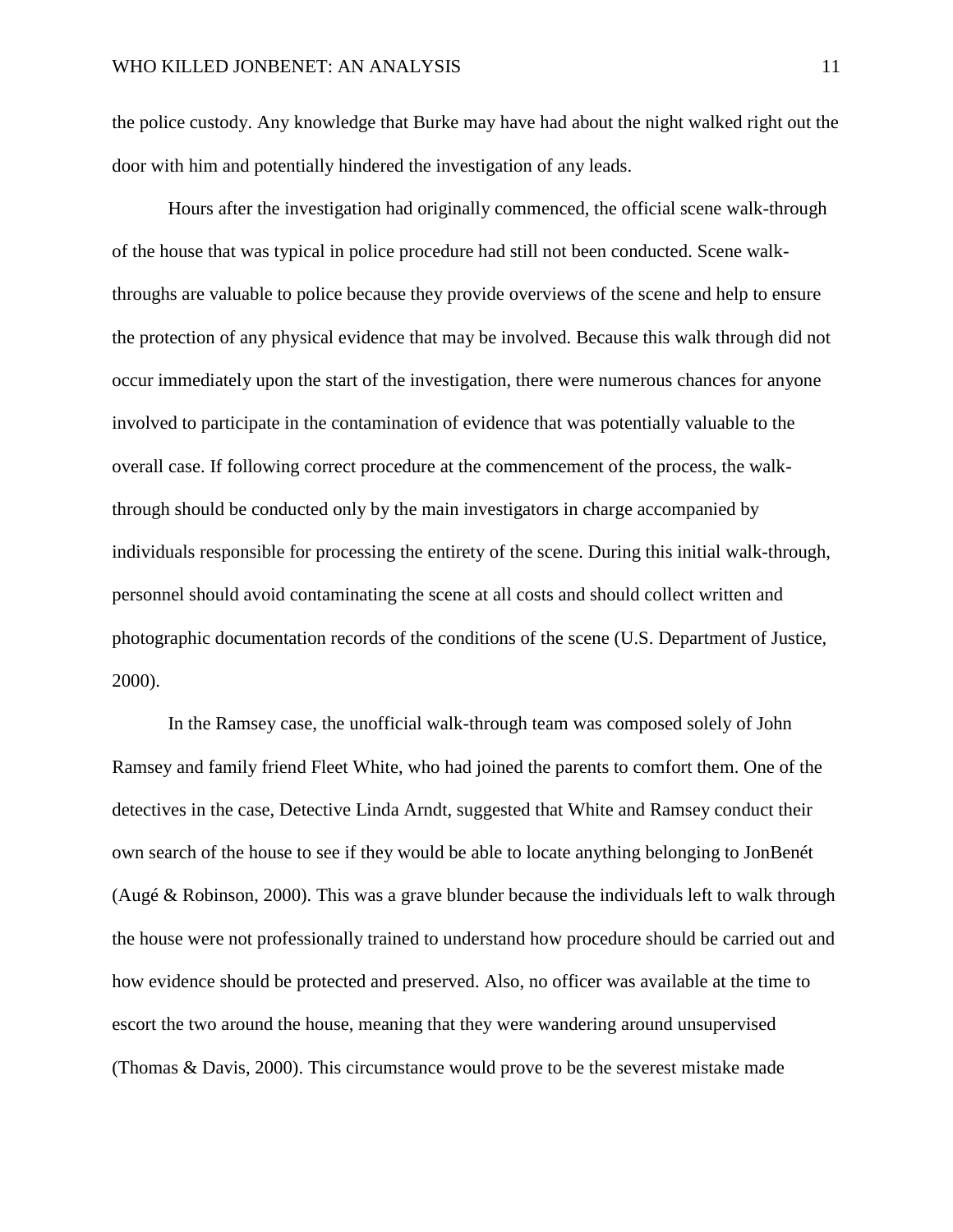the police custody. Any knowledge that Burke may have had about the night walked right out the door with him and potentially hindered the investigation of any leads.

Hours after the investigation had originally commenced, the official scene walk-through of the house that was typical in police procedure had still not been conducted. Scene walk-throughs are valuable to police because they provide overviews of the scene and help to ensure the protection of any physical evidence that may be involved. Because this walk through did not occur immediately upon the start of the investigation, there were numerous chances for anyone involved to participate in the contamination of evidence that was potentially valuable to the overall case. If following correct procedure at the commencement of the process, the walk-through should be conducted only by the main investigators in charge accompanied by individuals responsible for processing the entirety of the scene. During this initial walk-through, personnel should avoid contaminating the scene at all costs and should collect written and photographic documentation records of the conditions of the scene (U.S. Department of Justice, 2000).

In the Ramsey case, the unofficial walk-through team was composed solely of John Ramsey and family friend Fleet White, who had joined the parents to comfort them. One of the detectives in the case, Detective Linda Arndt, suggested that White and Ramsey conduct their own search of the house to see if they would be able to locate anything belonging to JonBenét (Augé & Robinson, 2000). This was a grave blunder because the individuals left to walk through the house were not professionally trained to understand how procedure should be carried out and how evidence should be protected and preserved. Also, no officer was available at the time to escort the two around the house, meaning that they were wandering around unsupervised (Thomas & Davis, 2000). This circumstance would prove to be the severest mistake made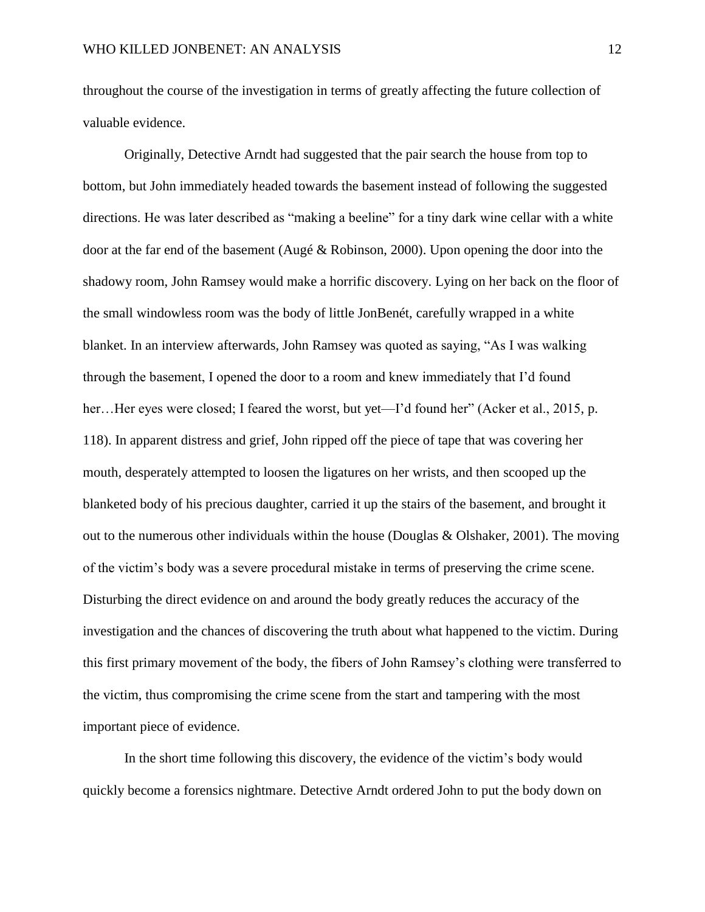throughout the course of the investigation in terms of greatly affecting the future collection of valuable evidence.

Originally, Detective Arndt had suggested that the pair search the house from top to bottom, but John immediately headed towards the basement instead of following the suggested directions. He was later described as "making a beeline" for a tiny dark wine cellar with a white door at the far end of the basement (Augé & Robinson, 2000). Upon opening the door into the shadowy room, John Ramsey would make a horrific discovery. Lying on her back on the floor of the small windowless room was the body of little JonBenét, carefully wrapped in a white blanket. In an interview afterwards, John Ramsey was quoted as saying, "As I was walking through the basement, I opened the door to a room and knew immediately that I'd found her…Her eyes were closed; I feared the worst, but yet—I'd found her" (Acker et al., 2015, p. 118). In apparent distress and grief, John ripped off the piece of tape that was covering her mouth, desperately attempted to loosen the ligatures on her wrists, and then scooped up the blanketed body of his precious daughter, carried it up the stairs of the basement, and brought it out to the numerous other individuals within the house (Douglas & Olshaker, 2001). The moving of the victim's body was a severe procedural mistake in terms of preserving the crime scene. Disturbing the direct evidence on and around the body greatly reduces the accuracy of the investigation and the chances of discovering the truth about what happened to the victim. During this first primary movement of the body, the fibers of John Ramsey's clothing were transferred to the victim, thus compromising the crime scene from the start and tampering with the most important piece of evidence.

In the short time following this discovery, the evidence of the victim's body would quickly become a forensics nightmare. Detective Arndt ordered John to put the body down on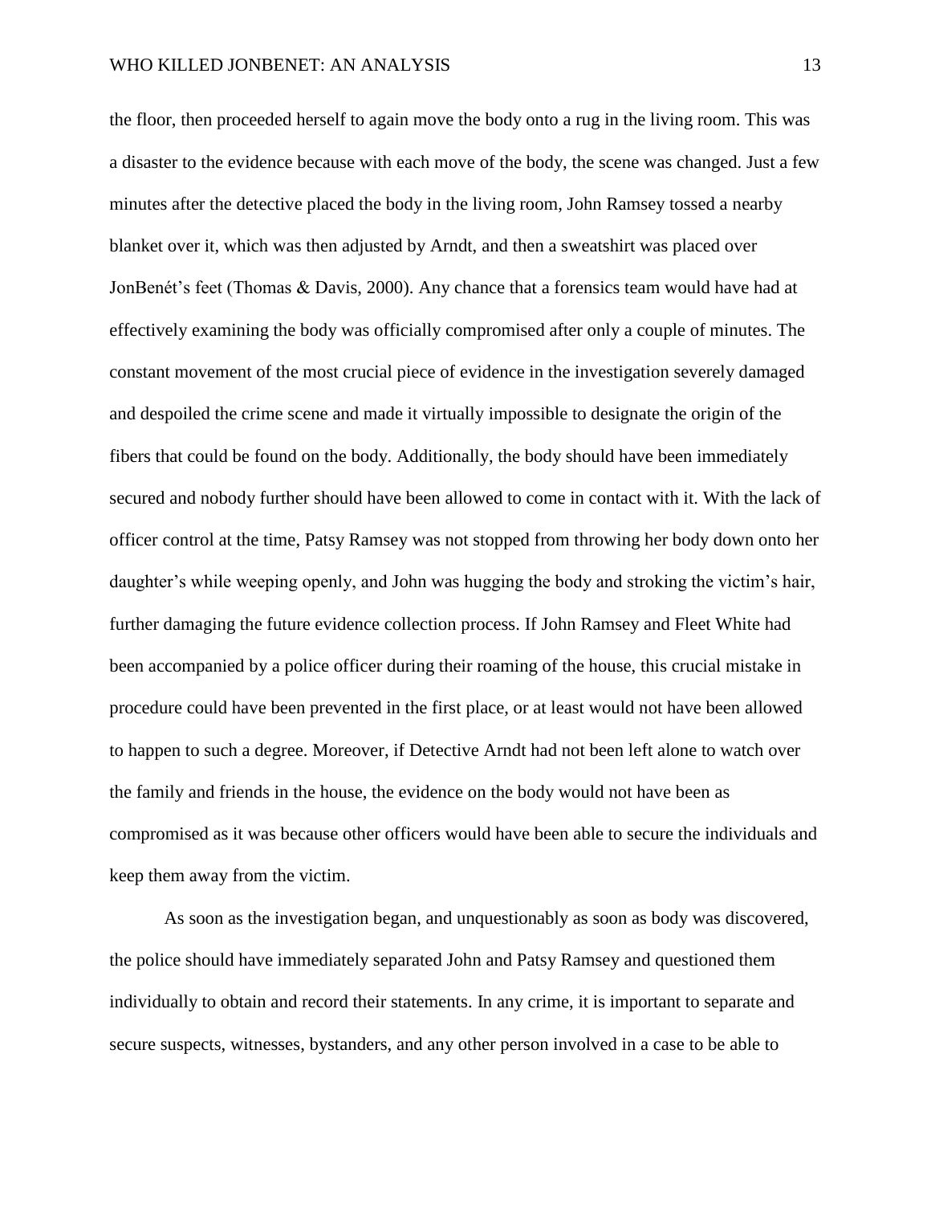the floor, then proceeded herself to again move the body onto a rug in the living room. This was a disaster to the evidence because with each move of the body, the scene was changed. Just a few minutes after the detective placed the body in the living room, John Ramsey tossed a nearby blanket over it, which was then adjusted by Arndt, and then a sweatshirt was placed over JonBenét's feet (Thomas & Davis, 2000). Any chance that a forensics team would have had at effectively examining the body was officially compromised after only a couple of minutes. The constant movement of the most crucial piece of evidence in the investigation severely damaged and despoiled the crime scene and made it virtually impossible to designate the origin of the fibers that could be found on the body. Additionally, the body should have been immediately secured and nobody further should have been allowed to come in contact with it. With the lack of officer control at the time, Patsy Ramsey was not stopped from throwing her body down onto her daughter's while weeping openly, and John was hugging the body and stroking the victim's hair, further damaging the future evidence collection process. If John Ramsey and Fleet White had been accompanied by a police officer during their roaming of the house, this crucial mistake in procedure could have been prevented in the first place, or at least would not have been allowed to happen to such a degree. Moreover, if Detective Arndt had not been left alone to watch over the family and friends in the house, the evidence on the body would not have been as compromised as it was because other officers would have been able to secure the individuals and keep them away from the victim.

As soon as the investigation began, and unquestionably as soon as body was discovered, the police should have immediately separated John and Patsy Ramsey and questioned them individually to obtain and record their statements. In any crime, it is important to separate and secure suspects, witnesses, bystanders, and any other person involved in a case to be able to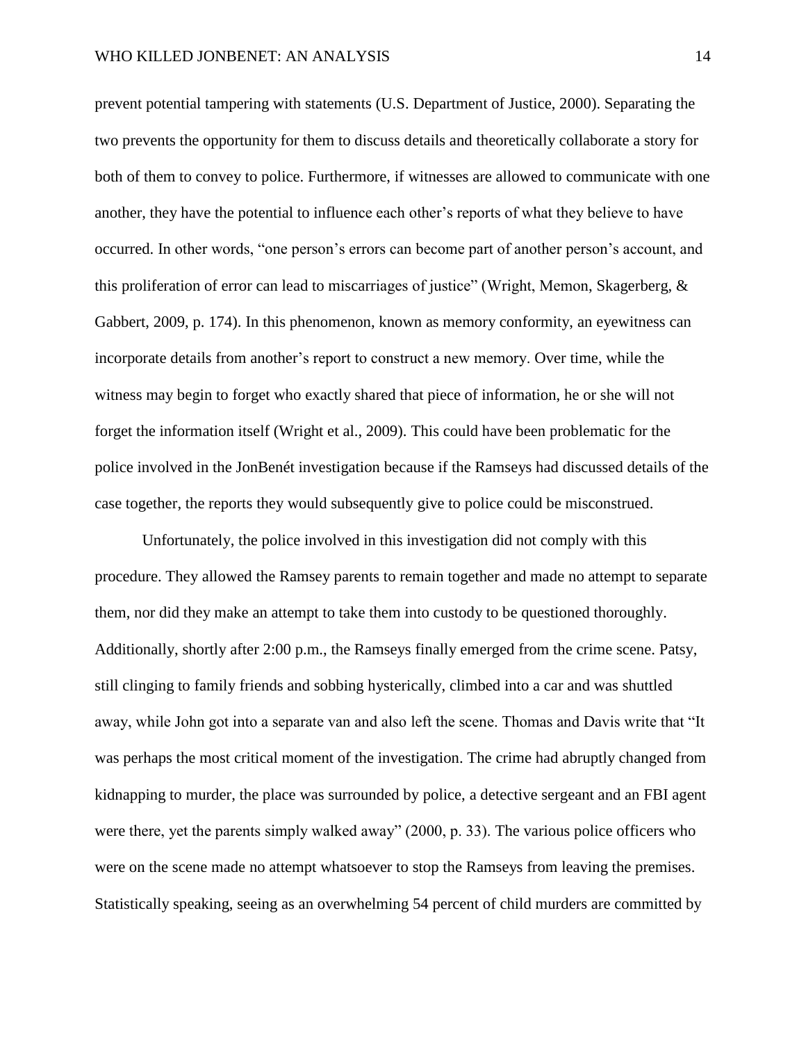prevent potential tampering with statements (U.S. Department of Justice, 2000). Separating the two prevents the opportunity for them to discuss details and theoretically collaborate a story for both of them to convey to police. Furthermore, if witnesses are allowed to communicate with one another, they have the potential to influence each other's reports of what they believe to have occurred. In other words, "one person's errors can become part of another person's account, and this proliferation of error can lead to miscarriages of justice" (Wright, Memon, Skagerberg, & Gabbert, 2009, p. 174). In this phenomenon, known as memory conformity, an eyewitness can incorporate details from another's report to construct a new memory. Over time, while the witness may begin to forget who exactly shared that piece of information, he or she will not forget the information itself (Wright et al., 2009). This could have been problematic for the police involved in the JonBenét investigation because if the Ramseys had discussed details of the case together, the reports they would subsequently give to police could be misconstrued.

Unfortunately, the police involved in this investigation did not comply with this procedure. They allowed the Ramsey parents to remain together and made no attempt to separate them, nor did they make an attempt to take them into custody to be questioned thoroughly. Additionally, shortly after 2:00 p.m., the Ramseys finally emerged from the crime scene. Patsy, still clinging to family friends and sobbing hysterically, climbed into a car and was shuttled away, while John got into a separate van and also left the scene. Thomas and Davis write that "It was perhaps the most critical moment of the investigation. The crime had abruptly changed from kidnapping to murder, the place was surrounded by police, a detective sergeant and an FBI agent were there, yet the parents simply walked away" (2000, p. 33). The various police officers who were on the scene made no attempt whatsoever to stop the Ramseys from leaving the premises. Statistically speaking, seeing as an overwhelming 54 percent of child murders are committed by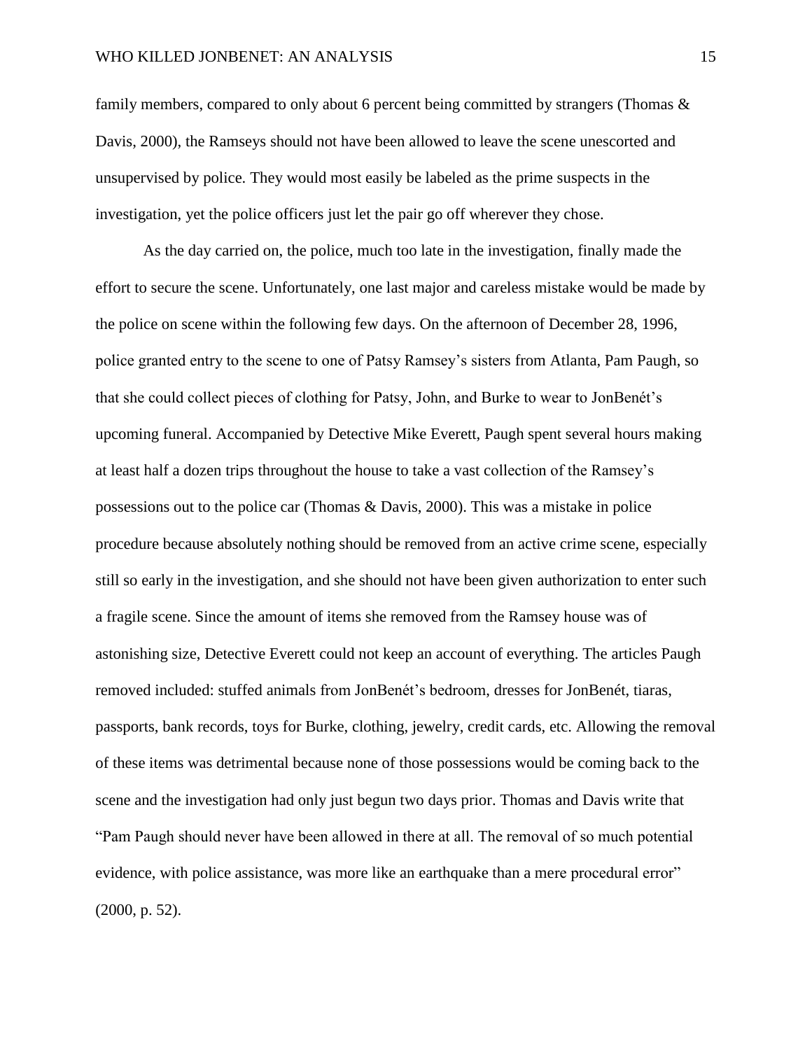family members, compared to only about 6 percent being committed by strangers (Thomas & Davis, 2000), the Ramseys should not have been allowed to leave the scene unescorted and unsupervised by police. They would most easily be labeled as the prime suspects in the investigation, yet the police officers just let the pair go off wherever they chose.

As the day carried on, the police, much too late in the investigation, finally made the effort to secure the scene. Unfortunately, one last major and careless mistake would be made by the police on scene within the following few days. On the afternoon of December 28, 1996, police granted entry to the scene to one of Patsy Ramsey's sisters from Atlanta, Pam Paugh, so that she could collect pieces of clothing for Patsy, John, and Burke to wear to JonBenét's upcoming funeral. Accompanied by Detective Mike Everett, Paugh spent several hours making at least half a dozen trips throughout the house to take a vast collection of the Ramsey's possessions out to the police car (Thomas & Davis, 2000). This was a mistake in police procedure because absolutely nothing should be removed from an active crime scene, especially still so early in the investigation, and she should not have been given authorization to enter such a fragile scene. Since the amount of items she removed from the Ramsey house was of astonishing size, Detective Everett could not keep an account of everything. The articles Paugh removed included: stuffed animals from JonBenét's bedroom, dresses for JonBenét, tiaras, passports, bank records, toys for Burke, clothing, jewelry, credit cards, etc. Allowing the removal of these items was detrimental because none of those possessions would be coming back to the scene and the investigation had only just begun two days prior. Thomas and Davis write that "Pam Paugh should never have been allowed in there at all. The removal of so much potential evidence, with police assistance, was more like an earthquake than a mere procedural error" (2000, p. 52).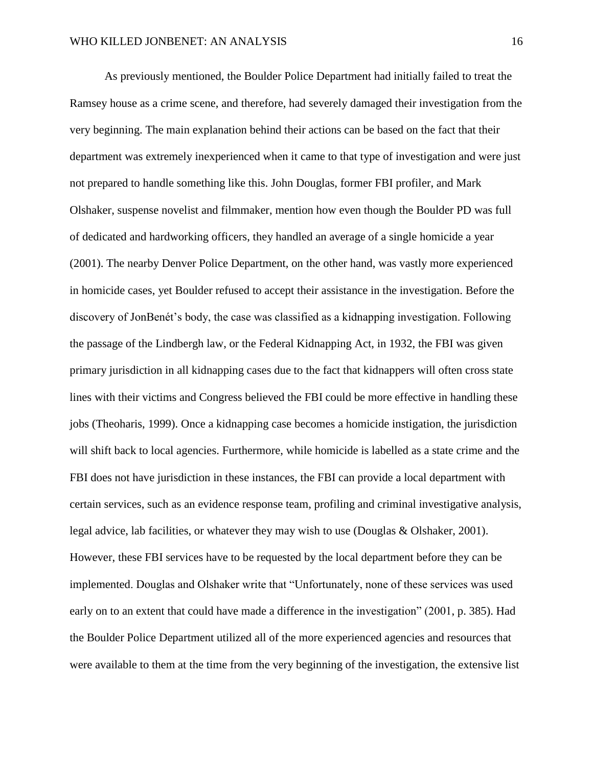As previously mentioned, the Boulder Police Department had initially failed to treat the Ramsey house as a crime scene, and therefore, had severely damaged their investigation from the very beginning. The main explanation behind their actions can be based on the fact that their department was extremely inexperienced when it came to that type of investigation and were just not prepared to handle something like this. John Douglas, former FBI profiler, and Mark Olshaker, suspense novelist and filmmaker, mention how even though the Boulder PD was full of dedicated and hardworking officers, they handled an average of a single homicide a year (2001). The nearby Denver Police Department, on the other hand, was vastly more experienced in homicide cases, yet Boulder refused to accept their assistance in the investigation. Before the discovery of JonBenét's body, the case was classified as a kidnapping investigation. Following the passage of the Lindbergh law, or the Federal Kidnapping Act, in 1932, the FBI was given primary jurisdiction in all kidnapping cases due to the fact that kidnappers will often cross state lines with their victims and Congress believed the FBI could be more effective in handling these jobs (Theoharis, 1999). Once a kidnapping case becomes a homicide instigation, the jurisdiction will shift back to local agencies. Furthermore, while homicide is labelled as a state crime and the FBI does not have jurisdiction in these instances, the FBI can provide a local department with certain services, such as an evidence response team, profiling and criminal investigative analysis, legal advice, lab facilities, or whatever they may wish to use (Douglas & Olshaker, 2001). However, these FBI services have to be requested by the local department before they can be implemented. Douglas and Olshaker write that "Unfortunately, none of these services was used early on to an extent that could have made a difference in the investigation" (2001, p. 385). Had the Boulder Police Department utilized all of the more experienced agencies and resources that were available to them at the time from the very beginning of the investigation, the extensive list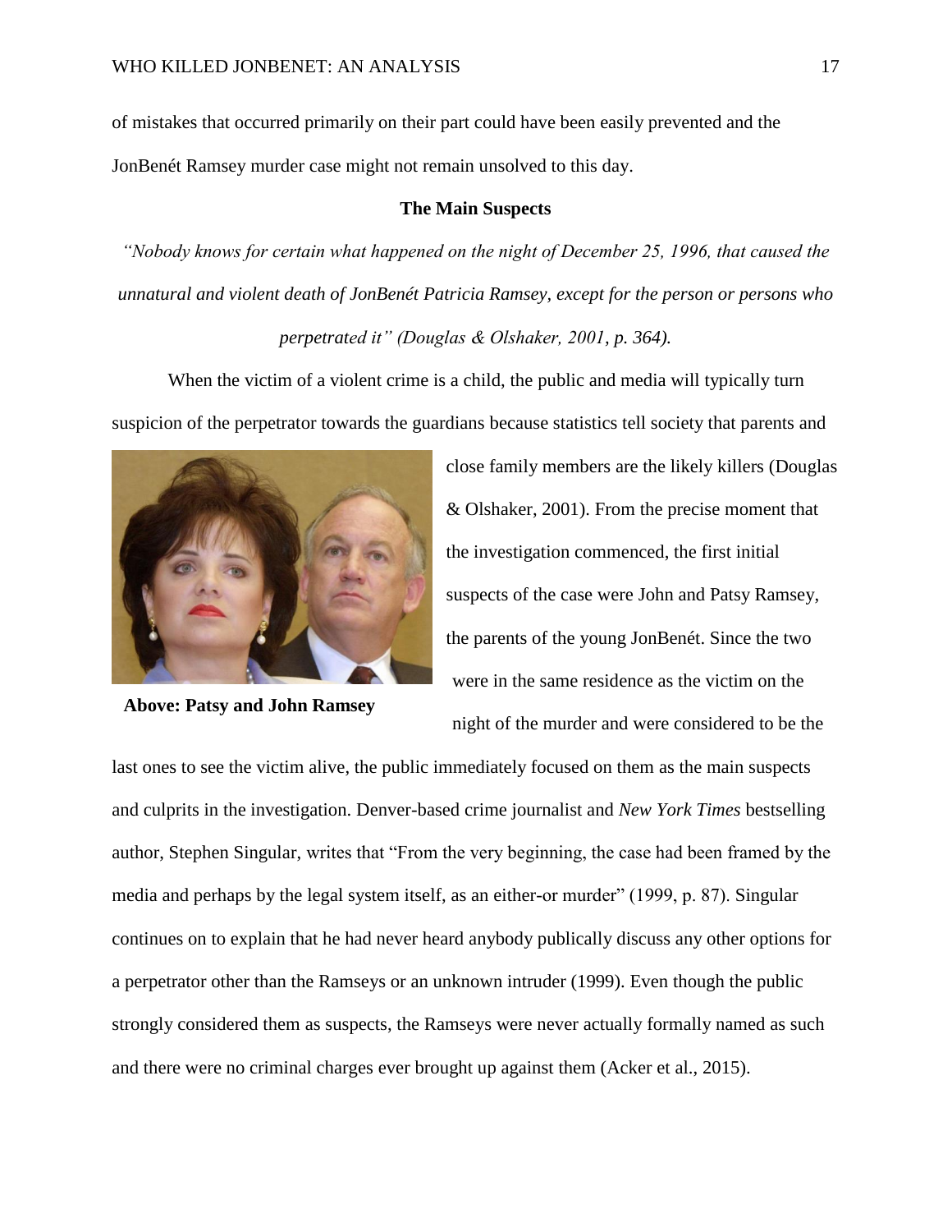of mistakes that occurred primarily on their part could have been easily prevented and the JonBenét Ramsey murder case might not remain unsolved to this day.

### The Main Suspects

*"Nobody knows for certain what happened on the night of December 25, 1996, that caused the unnatural and violent death of JonBenét Patricia Ramsey, except for the person or persons who perpetrated it" (Douglas & Olshaker, 2001, p. 364).*

When the victim of a violent crime is a child, the public and media will typically turn suspicion of the perpetrator towards the guardians because statistics tell society that parents and close family members are the likely killers (Douglas & Olshaker, 2001). From the precise moment that the investigation commenced, the first initial suspects of the case were John and Patsy Ramsey, the parents of the young JonBenét. Since the two were in the same residence as the victim on the night of the murder and were considered to be the last ones to see the victim alive, the public immediately focused on them as the main suspects and culprits in the investigation. Denver-based crime journalist and *New York Times* bestselling author, Stephen Singular, writes that "From the very beginning, the case had been framed by the media and perhaps by the legal system itself, as an either-or murder" (1999, p. 87). Singular continues on to explain that he had never heard anybody publically discuss any other options for a perpetrator other than the Ramseys or an unknown intruder (1999). Even though the public strongly considered them as suspects, the Ramseys were never actually formally named as such and there were no criminal charges ever brought up against them (Acker et al., 2015).

**Above: Patsy and John Ramsey**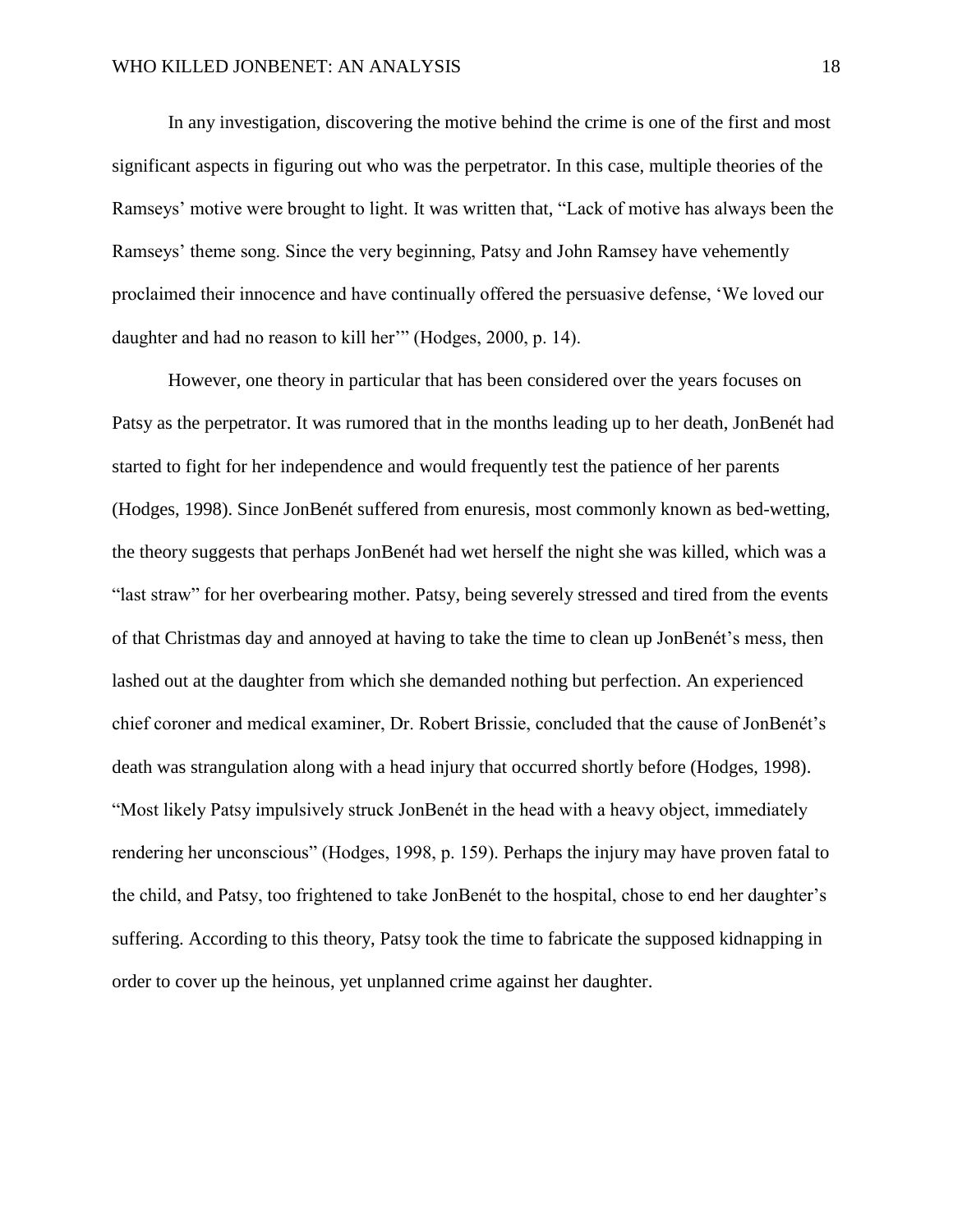In any investigation, discovering the motive behind the crime is one of the first and most significant aspects in figuring out who was the perpetrator. In this case, multiple theories of the Ramseys' motive were brought to light. It was written that, "Lack of motive has always been the Ramseys' theme song. Since the very beginning, Patsy and John Ramsey have vehemently proclaimed their innocence and have continually offered the persuasive defense, 'We loved our daughter and had no reason to kill her'" (Hodges, 2000, p. 14).

However, one theory in particular that has been considered over the years focuses on Patsy as the perpetrator. It was rumored that in the months leading up to her death, JonBenét had started to fight for her independence and would frequently test the patience of her parents (Hodges, 1998). Since JonBenét suffered from enuresis, most commonly known as bed-wetting, the theory suggests that perhaps JonBenét had wet herself the night she was killed, which was a "last straw" for her overbearing mother. Patsy, being severely stressed and tired from the events of that Christmas day and annoyed at having to take the time to clean up JonBenét's mess, then lashed out at the daughter from which she demanded nothing but perfection. An experienced chief coroner and medical examiner, Dr. Robert Brissie, concluded that the cause of JonBenét's death was strangulation along with a head injury that occurred shortly before (Hodges, 1998). "Most likely Patsy impulsively struck JonBenét in the head with a heavy object, immediately rendering her unconscious" (Hodges, 1998, p. 159). Perhaps the injury may have proven fatal to the child, and Patsy, too frightened to take JonBenét to the hospital, chose to end her daughter's suffering. According to this theory, Patsy took the time to fabricate the supposed kidnapping in order to cover up the heinous, yet unplanned crime against her daughter.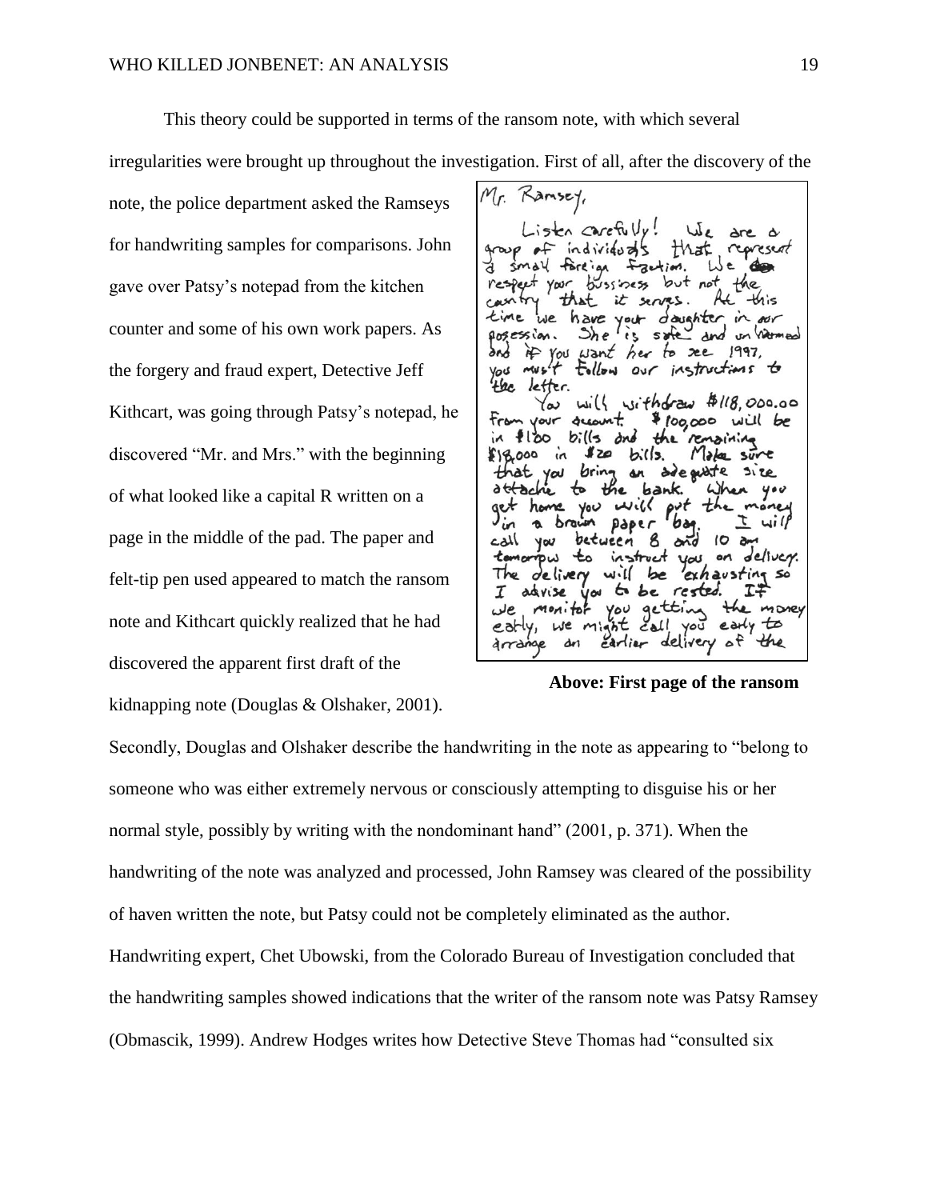This theory could be supported in terms of the ransom note, with which several irregularities were brought up throughout the investigation. First of all, after the discovery of the note, the police department asked the Ramseys for handwriting samples for comparisons. John gave over Patsy's notepad from the kitchen counter and some of his own work papers. As the forgery and fraud expert, Detective Jeff Kithcart, was going through Patsy's notepad, he discovered "Mr. and Mrs." with the beginning of what looked like a capital R written on a page in the middle of the pad. The paper and felt-tip pen used appeared to match the ransom note and Kithcart quickly realized that he had discovered the apparent first draft of the kidnapping note (Douglas & Olshaker, 2001).

**Above: First page of the ransom**

Secondly, Douglas and Olshaker describe the handwriting in the note as appearing to "belong to someone who was either extremely nervous or consciously attempting to disguise his or her normal style, possibly by writing with the nondominant hand" (2001, p. 371). When the handwriting of the note was analyzed and processed, John Ramsey was cleared of the possibility of haven written the note, but Patsy could not be completely eliminated as the author. Handwriting expert, Chet Ubowski, from the Colorado Bureau of Investigation concluded that the handwriting samples showed indications that the writer of the ransom note was Patsy Ramsey (Obmascik, 1999). Andrew Hodges writes how Detective Steve Thomas had "consulted six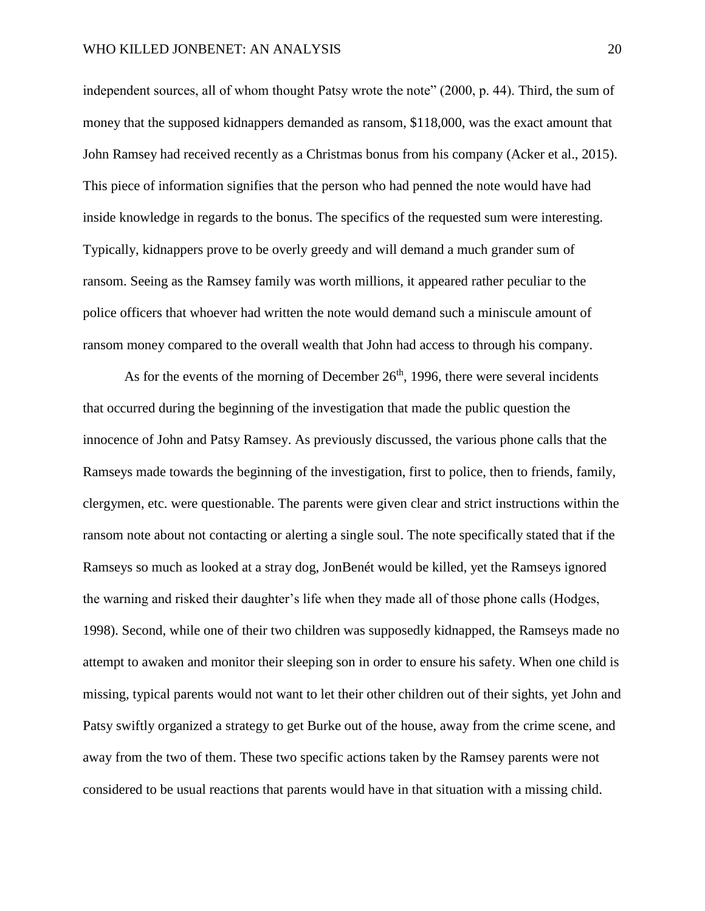independent sources, all of whom thought Patsy wrote the note" (2000, p. 44). Third, the sum of money that the supposed kidnappers demanded as ransom, $118,000, was the exact amount that John Ramsey had received recently as a Christmas bonus from his company (Acker et al., 2015). This piece of information signifies that the person who had penned the note would have had inside knowledge in regards to the bonus. The specifics of the requested sum were interesting. Typically, kidnappers prove to be overly greedy and will demand a much grander sum of ransom. Seeing as the Ramsey family was worth millions, it appeared rather peculiar to the police officers that whoever had written the note would demand such a miniscule amount of ransom money compared to the overall wealth that John had access to through his company.

As for the events of the morning of December 26th, 1996, there were several incidents that occurred during the beginning of the investigation that made the public question the innocence of John and Patsy Ramsey. As previously discussed, the various phone calls that the Ramseys made towards the beginning of the investigation, first to police, then to friends, family, clergymen, etc. were questionable. The parents were given clear and strict instructions within the ransom note about not contacting or alerting a single soul. The note specifically stated that if the Ramseys so much as looked at a stray dog, JonBenét would be killed, yet the Ramseys ignored the warning and risked their daughter's life when they made all of those phone calls (Hodges, 1998). Second, while one of their two children was supposedly kidnapped, the Ramseys made no attempt to awaken and monitor their sleeping son in order to ensure his safety. When one child is missing, typical parents would not want to let their other children out of their sights, yet John and Patsy swiftly organized a strategy to get Burke out of the house, away from the crime scene, and away from the two of them. These two specific actions taken by the Ramsey parents were not considered to be usual reactions that parents would have in that situation with a missing child.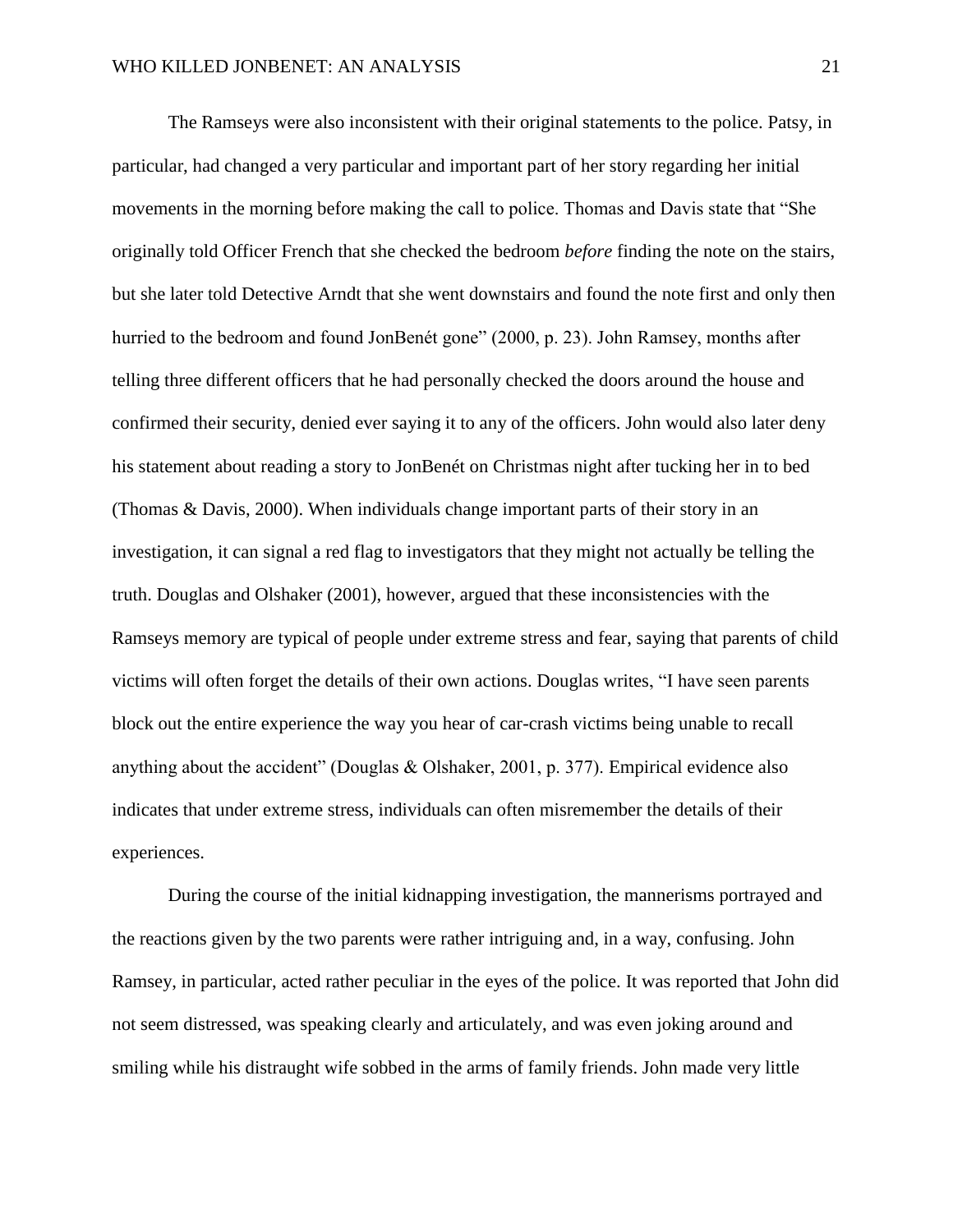The Ramseys were also inconsistent with their original statements to the police. Patsy, in particular, had changed a very particular and important part of her story regarding her initial movements in the morning before making the call to police. Thomas and Davis state that "She originally told Officer French that she checked the bedroom *before* finding the note on the stairs, but she later told Detective Arndt that she went downstairs and found the note first and only then hurried to the bedroom and found JonBenét gone" (2000, p. 23). John Ramsey, months after telling three different officers that he had personally checked the doors around the house and confirmed their security, denied ever saying it to any of the officers. John would also later deny his statement about reading a story to JonBenét on Christmas night after tucking her in to bed (Thomas & Davis, 2000). When individuals change important parts of their story in an investigation, it can signal a red flag to investigators that they might not actually be telling the truth. Douglas and Olshaker (2001), however, argued that these inconsistencies with the Ramseys memory are typical of people under extreme stress and fear, saying that parents of child victims will often forget the details of their own actions. Douglas writes, "I have seen parents block out the entire experience the way you hear of car-crash victims being unable to recall anything about the accident" (Douglas & Olshaker, 2001, p. 377). Empirical evidence also indicates that under extreme stress, individuals can often misremember the details of their experiences.

During the course of the initial kidnapping investigation, the mannerisms portrayed and the reactions given by the two parents were rather intriguing and, in a way, confusing. John Ramsey, in particular, acted rather peculiar in the eyes of the police. It was reported that John did not seem distressed, was speaking clearly and articulately, and was even joking around and smiling while his distraught wife sobbed in the arms of family friends. John made very little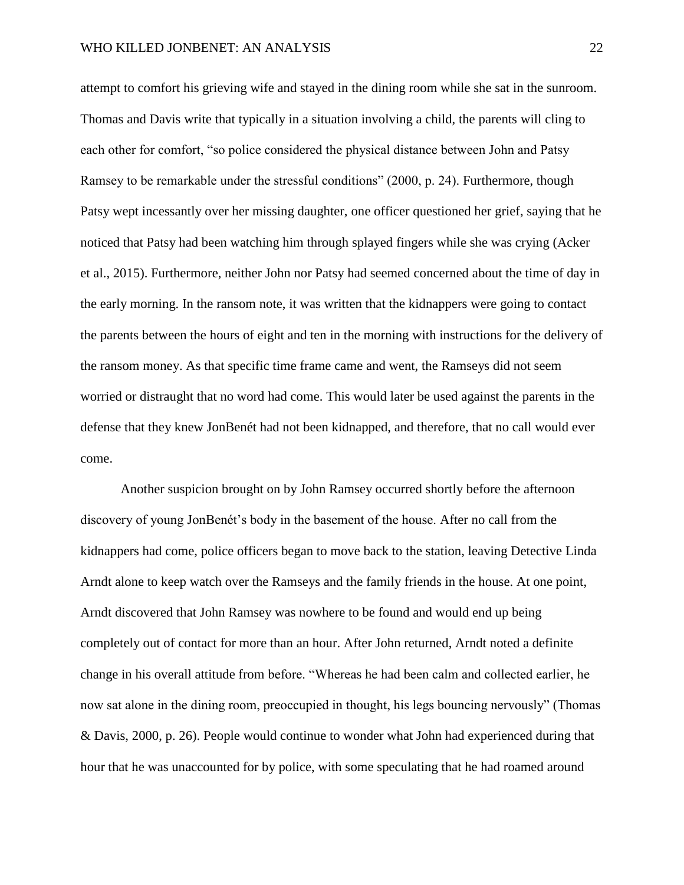attempt to comfort his grieving wife and stayed in the dining room while she sat in the sunroom. Thomas and Davis write that typically in a situation involving a child, the parents will cling to each other for comfort, "so police considered the physical distance between John and Patsy Ramsey to be remarkable under the stressful conditions" (2000, p. 24). Furthermore, though Patsy wept incessantly over her missing daughter, one officer questioned her grief, saying that he noticed that Patsy had been watching him through splayed fingers while she was crying (Acker et al., 2015). Furthermore, neither John nor Patsy had seemed concerned about the time of day in the early morning. In the ransom note, it was written that the kidnappers were going to contact the parents between the hours of eight and ten in the morning with instructions for the delivery of the ransom money. As that specific time frame came and went, the Ramseys did not seem worried or distraught that no word had come. This would later be used against the parents in the defense that they knew JonBenét had not been kidnapped, and therefore, that no call would ever come.

Another suspicion brought on by John Ramsey occurred shortly before the afternoon discovery of young JonBenét's body in the basement of the house. After no call from the kidnappers had come, police officers began to move back to the station, leaving Detective Linda Arndt alone to keep watch over the Ramseys and the family friends in the house. At one point, Arndt discovered that John Ramsey was nowhere to be found and would end up being completely out of contact for more than an hour. After John returned, Arndt noted a definite change in his overall attitude from before. "Whereas he had been calm and collected earlier, he now sat alone in the dining room, preoccupied in thought, his legs bouncing nervously" (Thomas & Davis, 2000, p. 26). People would continue to wonder what John had experienced during that hour that he was unaccounted for by police, with some speculating that he had roamed around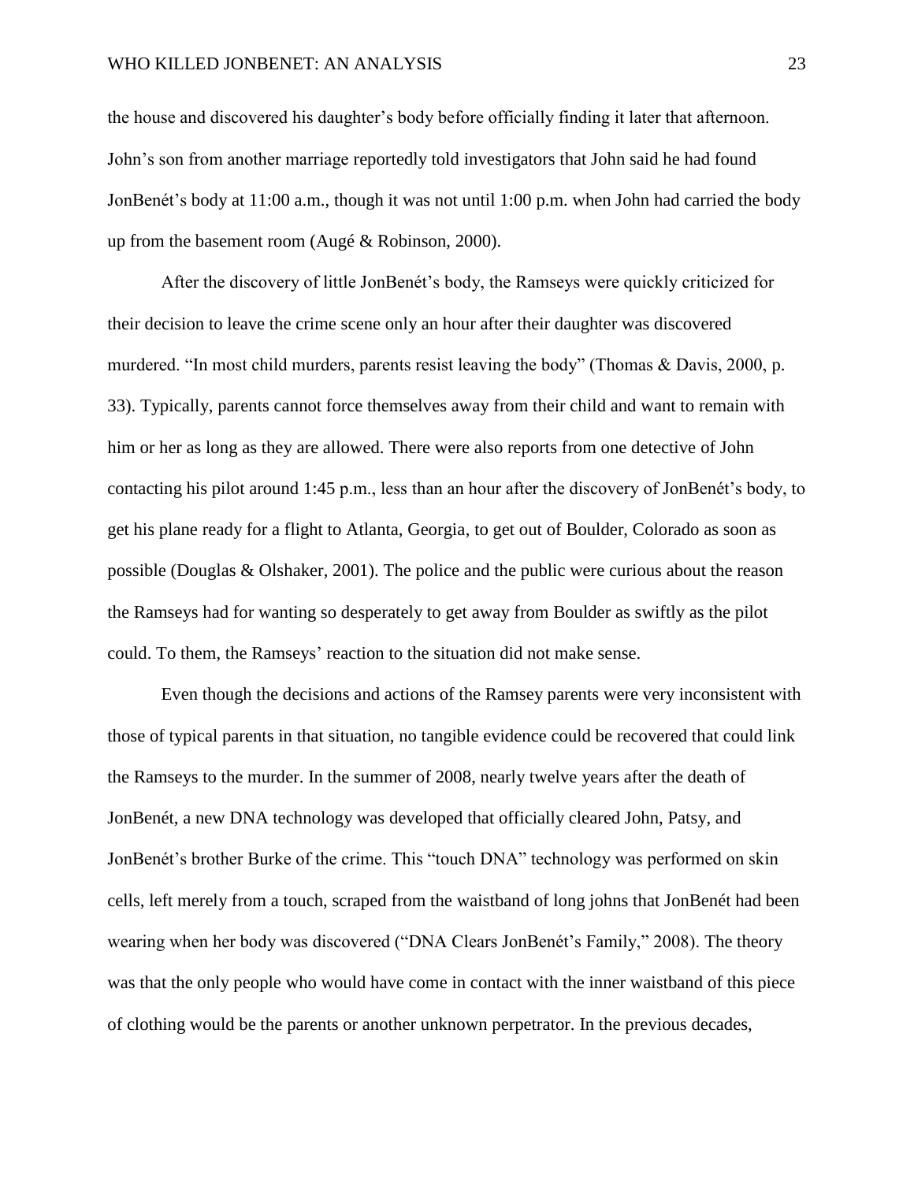the house and discovered his daughter's body before officially finding it later that afternoon. John's son from another marriage reportedly told investigators that John said he had found JonBenét's body at 11:00 a.m., though it was not until 1:00 p.m. when John had carried the body up from the basement room (Augé & Robinson, 2000).

After the discovery of little JonBenét's body, the Ramseys were quickly criticized for their decision to leave the crime scene only an hour after their daughter was discovered murdered. "In most child murders, parents resist leaving the body" (Thomas & Davis, 2000, p. 33). Typically, parents cannot force themselves away from their child and want to remain with him or her as long as they are allowed. There were also reports from one detective of John contacting his pilot around 1:45 p.m., less than an hour after the discovery of JonBenét's body, to get his plane ready for a flight to Atlanta, Georgia, to get out of Boulder, Colorado as soon as possible (Douglas & Olshaker, 2001). The police and the public were curious about the reason the Ramseys had for wanting so desperately to get away from Boulder as swiftly as the pilot could. To them, the Ramseys' reaction to the situation did not make sense.

Even though the decisions and actions of the Ramsey parents were very inconsistent with those of typical parents in that situation, no tangible evidence could be recovered that could link the Ramseys to the murder. In the summer of 2008, nearly twelve years after the death of JonBenét, a new DNA technology was developed that officially cleared John, Patsy, and JonBenét's brother Burke of the crime. This "touch DNA" technology was performed on skin cells, left merely from a touch, scraped from the waistband of long johns that JonBenét had been wearing when her body was discovered ("DNA Clears JonBenét's Family," 2008). The theory was that the only people who would have come in contact with the inner waistband of this piece of clothing would be the parents or another unknown perpetrator. In the previous decades,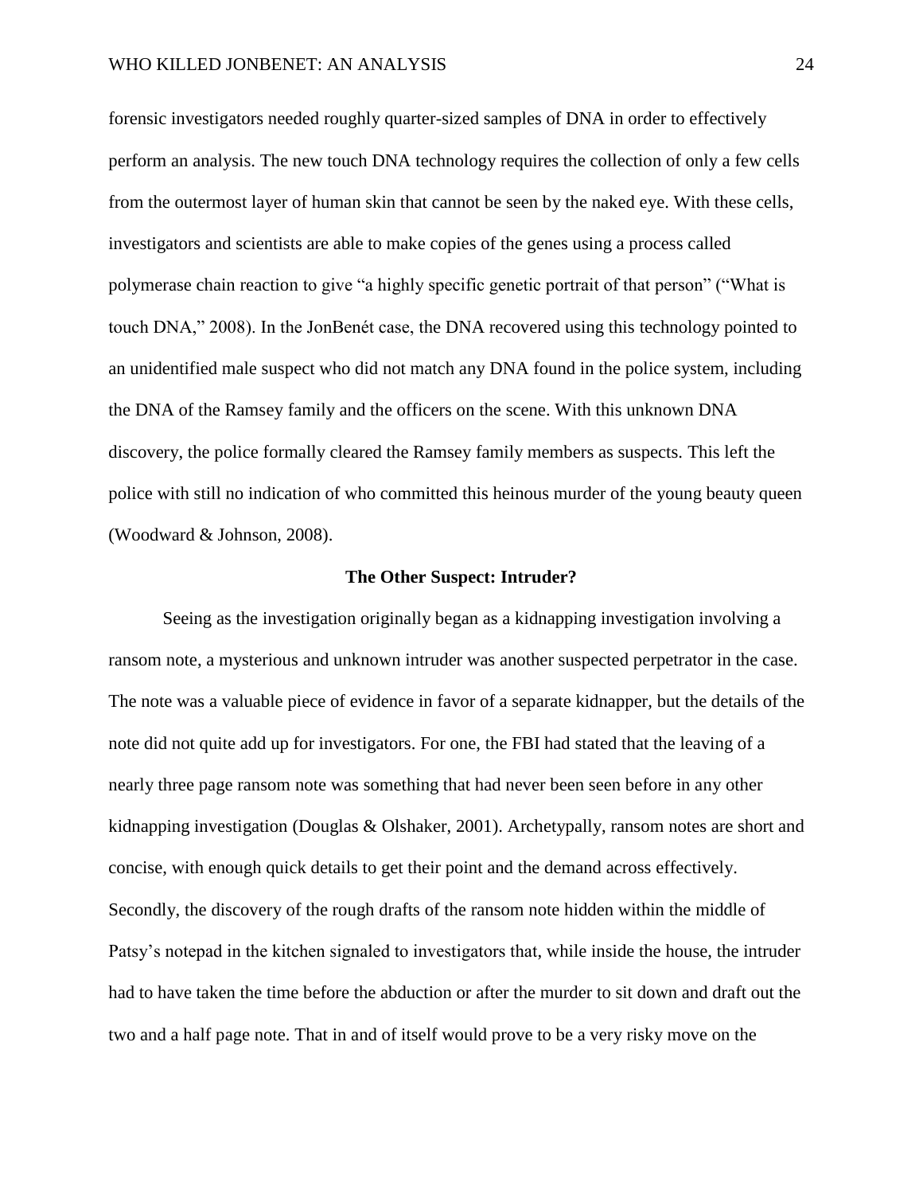forensic investigators needed roughly quarter-sized samples of DNA in order to effectively perform an analysis. The new touch DNA technology requires the collection of only a few cells from the outermost layer of human skin that cannot be seen by the naked eye. With these cells, investigators and scientists are able to make copies of the genes using a process called polymerase chain reaction to give "a highly specific genetic portrait of that person" ("What is touch DNA," 2008). In the JonBenét case, the DNA recovered using this technology pointed to an unidentified male suspect who did not match any DNA found in the police system, including the DNA of the Ramsey family and the officers on the scene. With this unknown DNA discovery, the police formally cleared the Ramsey family members as suspects. This left the police with still no indication of who committed this heinous murder of the young beauty queen (Woodward & Johnson, 2008).

## The Other Suspect: Intruder?

Seeing as the investigation originally began as a kidnapping investigation involving a ransom note, a mysterious and unknown intruder was another suspected perpetrator in the case. The note was a valuable piece of evidence in favor of a separate kidnapper, but the details of the note did not quite add up for investigators. For one, the FBI had stated that the leaving of a nearly three page ransom note was something that had never been seen before in any other kidnapping investigation (Douglas & Olshaker, 2001). Archetypally, ransom notes are short and concise, with enough quick details to get their point and the demand across effectively. Secondly, the discovery of the rough drafts of the ransom note hidden within the middle of Patsy's notepad in the kitchen signaled to investigators that, while inside the house, the intruder had to have taken the time before the abduction or after the murder to sit down and draft out the two and a half page note. That in and of itself would prove to be a very risky move on the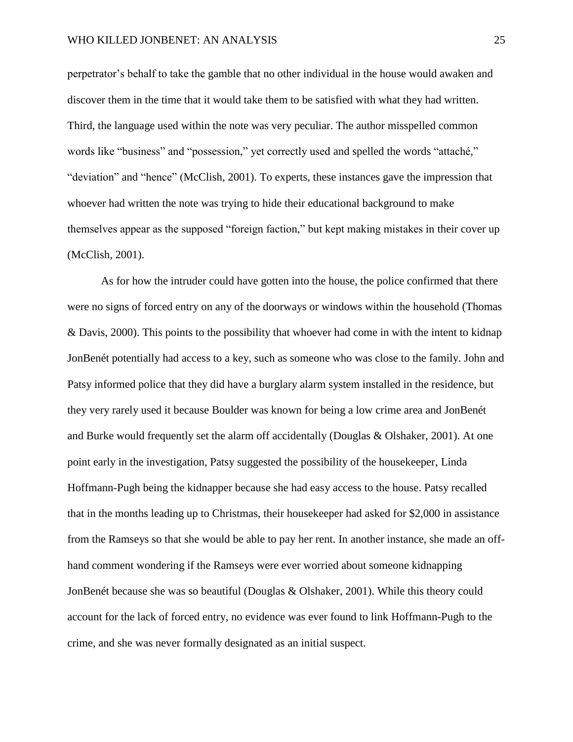perpetrator's behalf to take the gamble that no other individual in the house would awaken and discover them in the time that it would take them to be satisfied with what they had written. Third, the language used within the note was very peculiar. The author misspelled common words like "business" and "possession," yet correctly used and spelled the words "attaché," "deviation" and "hence" (McClish, 2001). To experts, these instances gave the impression that whoever had written the note was trying to hide their educational background to make themselves appear as the supposed "foreign faction," but kept making mistakes in their cover up (McClish, 2001).

As for how the intruder could have gotten into the house, the police confirmed that there were no signs of forced entry on any of the doorways or windows within the household (Thomas & Davis, 2000). This points to the possibility that whoever had come in with the intent to kidnap JonBenét potentially had access to a key, such as someone who was close to the family. John and Patsy informed police that they did have a burglary alarm system installed in the residence, but they very rarely used it because Boulder was known for being a low crime area and JonBenét and Burke would frequently set the alarm off accidentally (Douglas & Olshaker, 2001). At one point early in the investigation, Patsy suggested the possibility of the housekeeper, Linda Hoffmann-Pugh being the kidnapper because she had easy access to the house. Patsy recalled that in the months leading up to Christmas, their housekeeper had asked for $2,000 in assistance from the Ramseys so that she would be able to pay her rent. In another instance, she made an off-hand comment wondering if the Ramseys were ever worried about someone kidnapping JonBenét because she was so beautiful (Douglas & Olshaker, 2001). While this theory could account for the lack of forced entry, no evidence was ever found to link Hoffmann-Pugh to the crime, and she was never formally designated as an initial suspect.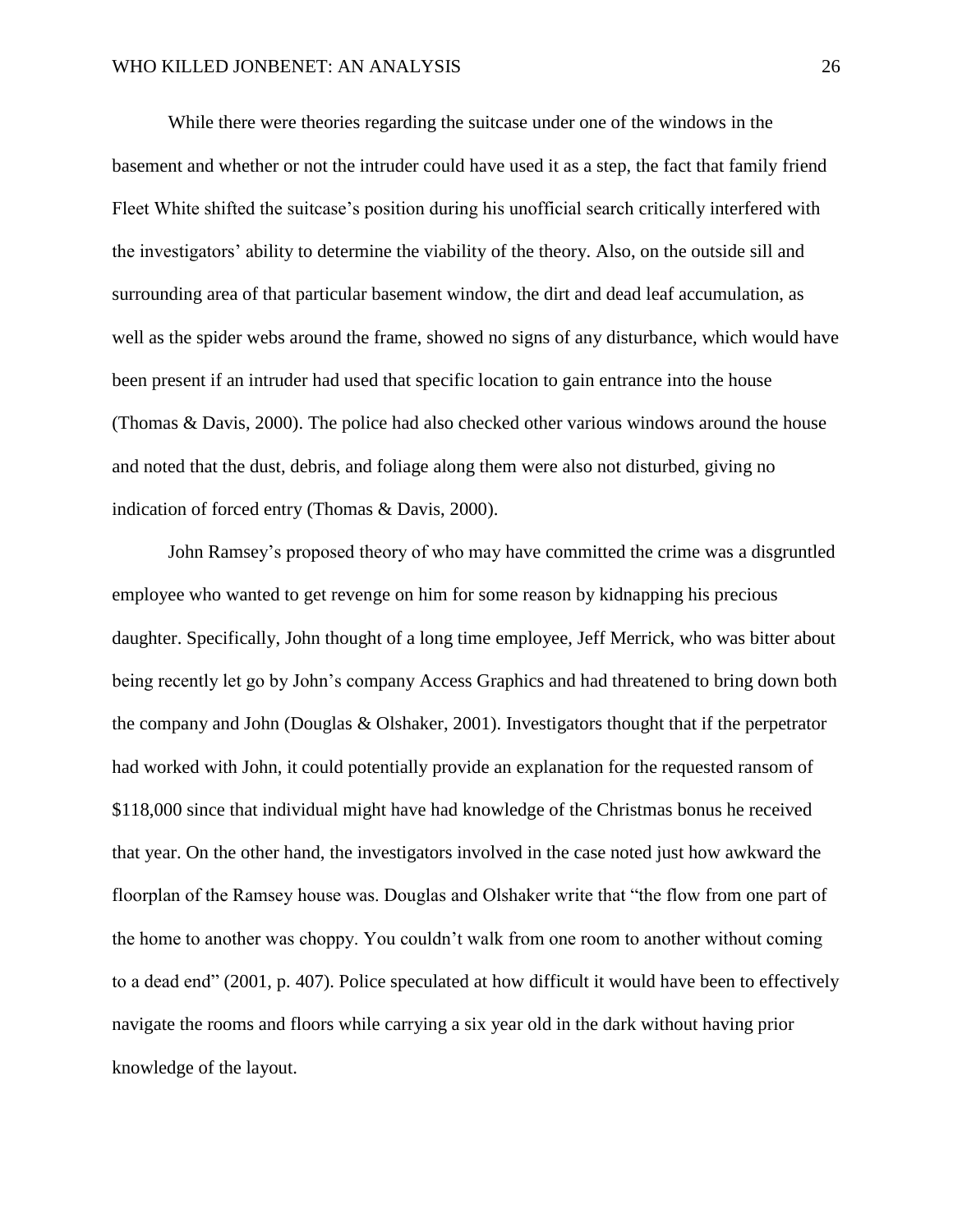While there were theories regarding the suitcase under one of the windows in the basement and whether or not the intruder could have used it as a step, the fact that family friend Fleet White shifted the suitcase's position during his unofficial search critically interfered with the investigators' ability to determine the viability of the theory. Also, on the outside sill and surrounding area of that particular basement window, the dirt and dead leaf accumulation, as well as the spider webs around the frame, showed no signs of any disturbance, which would have been present if an intruder had used that specific location to gain entrance into the house (Thomas & Davis, 2000). The police had also checked other various windows around the house and noted that the dust, debris, and foliage along them were also not disturbed, giving no indication of forced entry (Thomas & Davis, 2000).

John Ramsey's proposed theory of who may have committed the crime was a disgruntled employee who wanted to get revenge on him for some reason by kidnapping his precious daughter. Specifically, John thought of a long time employee, Jeff Merrick, who was bitter about being recently let go by John's company Access Graphics and had threatened to bring down both the company and John (Douglas & Olshaker, 2001). Investigators thought that if the perpetrator had worked with John, it could potentially provide an explanation for the requested ransom of $118,000 since that individual might have had knowledge of the Christmas bonus he received that year. On the other hand, the investigators involved in the case noted just how awkward the floorplan of the Ramsey house was. Douglas and Olshaker write that "the flow from one part of the home to another was choppy. You couldn't walk from one room to another without coming to a dead end" (2001, p. 407). Police speculated at how difficult it would have been to effectively navigate the rooms and floors while carrying a six year old in the dark without having prior knowledge of the layout.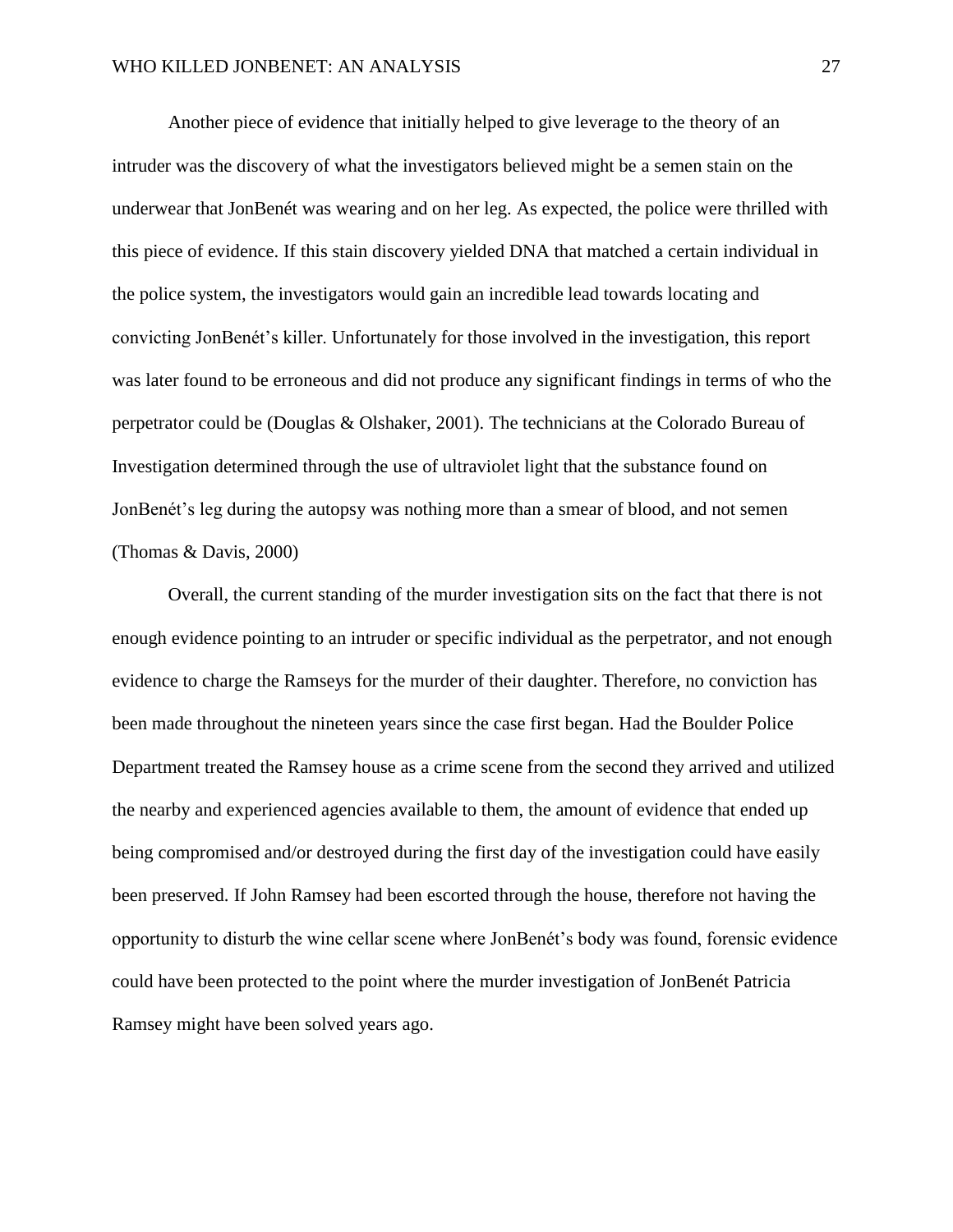Another piece of evidence that initially helped to give leverage to the theory of an intruder was the discovery of what the investigators believed might be a semen stain on the underwear that JonBenét was wearing and on her leg. As expected, the police were thrilled with this piece of evidence. If this stain discovery yielded DNA that matched a certain individual in the police system, the investigators would gain an incredible lead towards locating and convicting JonBenét's killer. Unfortunately for those involved in the investigation, this report was later found to be erroneous and did not produce any significant findings in terms of who the perpetrator could be (Douglas & Olshaker, 2001). The technicians at the Colorado Bureau of Investigation determined through the use of ultraviolet light that the substance found on JonBenét's leg during the autopsy was nothing more than a smear of blood, and not semen (Thomas & Davis, 2000)

Overall, the current standing of the murder investigation sits on the fact that there is not enough evidence pointing to an intruder or specific individual as the perpetrator, and not enough evidence to charge the Ramseys for the murder of their daughter. Therefore, no conviction has been made throughout the nineteen years since the case first began. Had the Boulder Police Department treated the Ramsey house as a crime scene from the second they arrived and utilized the nearby and experienced agencies available to them, the amount of evidence that ended up being compromised and/or destroyed during the first day of the investigation could have easily been preserved. If John Ramsey had been escorted through the house, therefore not having the opportunity to disturb the wine cellar scene where JonBenét's body was found, forensic evidence could have been protected to the point where the murder investigation of JonBenét Patricia Ramsey might have been solved years ago.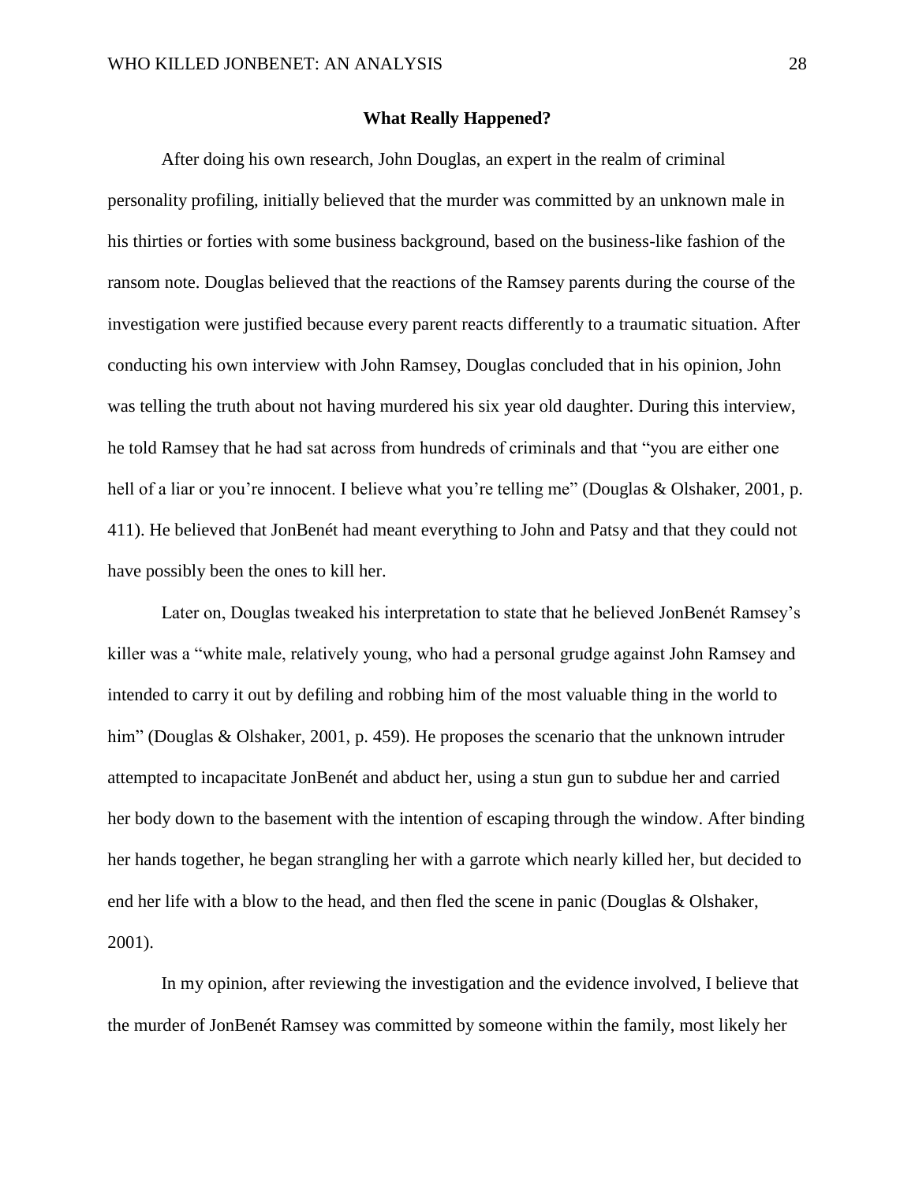## What Really Happened?

After doing his own research, John Douglas, an expert in the realm of criminal personality profiling, initially believed that the murder was committed by an unknown male in his thirties or forties with some business background, based on the business-like fashion of the ransom note. Douglas believed that the reactions of the Ramsey parents during the course of the investigation were justified because every parent reacts differently to a traumatic situation. After conducting his own interview with John Ramsey, Douglas concluded that in his opinion, John was telling the truth about not having murdered his six year old daughter. During this interview, he told Ramsey that he had sat across from hundreds of criminals and that "you are either one hell of a liar or you're innocent. I believe what you're telling me" (Douglas & Olshaker, 2001, p. 411). He believed that JonBenét had meant everything to John and Patsy and that they could not have possibly been the ones to kill her.

Later on, Douglas tweaked his interpretation to state that he believed JonBenét Ramsey's killer was a "white male, relatively young, who had a personal grudge against John Ramsey and intended to carry it out by defiling and robbing him of the most valuable thing in the world to him" (Douglas & Olshaker, 2001, p. 459). He proposes the scenario that the unknown intruder attempted to incapacitate JonBenét and abduct her, using a stun gun to subdue her and carried her body down to the basement with the intention of escaping through the window. After binding her hands together, he began strangling her with a garrote which nearly killed her, but decided to end her life with a blow to the head, and then fled the scene in panic (Douglas & Olshaker, 2001).

In my opinion, after reviewing the investigation and the evidence involved, I believe that the murder of JonBenét Ramsey was committed by someone within the family, most likely her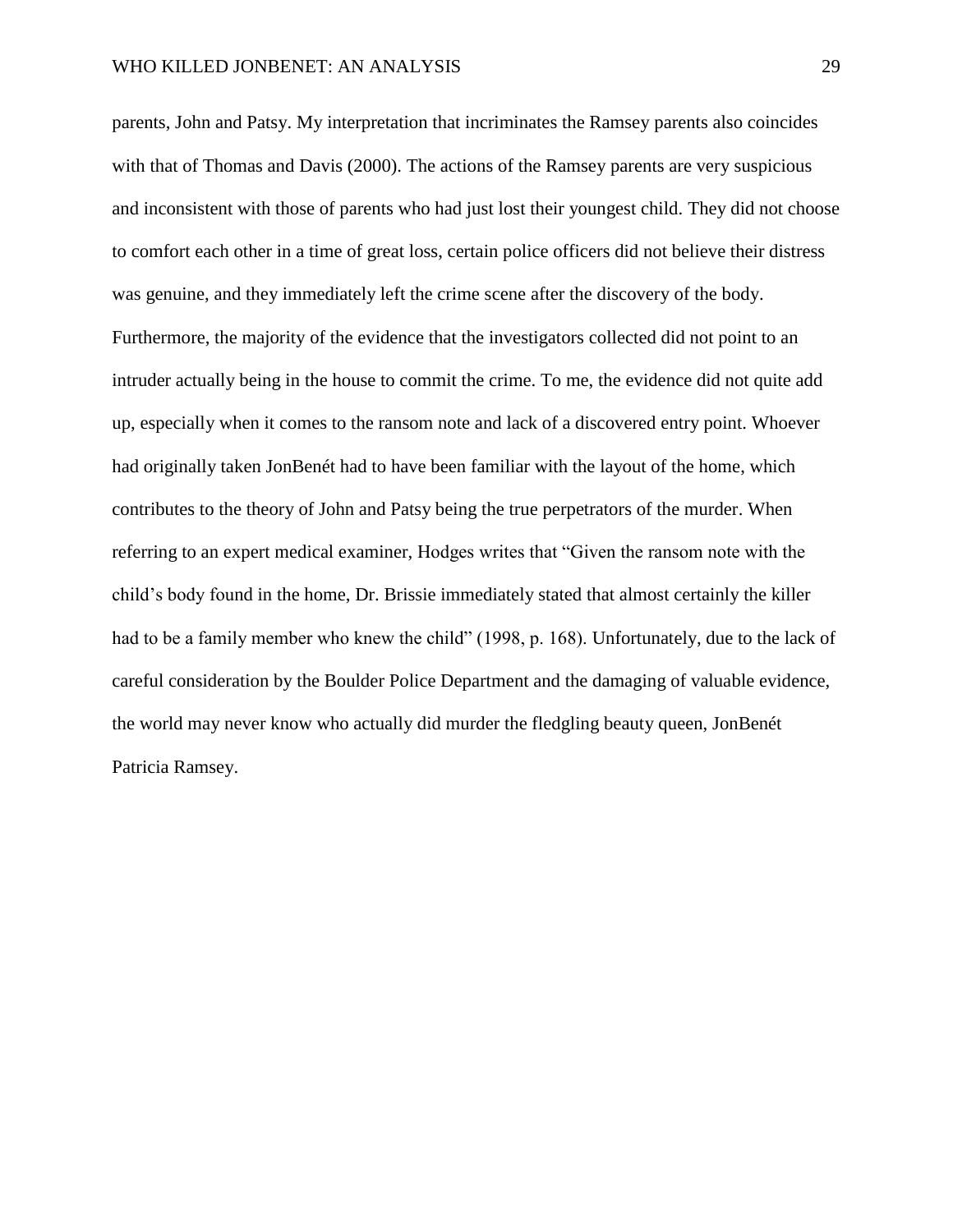parents, John and Patsy. My interpretation that incriminates the Ramsey parents also coincides with that of Thomas and Davis (2000). The actions of the Ramsey parents are very suspicious and inconsistent with those of parents who had just lost their youngest child. They did not choose to comfort each other in a time of great loss, certain police officers did not believe their distress was genuine, and they immediately left the crime scene after the discovery of the body. Furthermore, the majority of the evidence that the investigators collected did not point to an intruder actually being in the house to commit the crime. To me, the evidence did not quite add up, especially when it comes to the ransom note and lack of a discovered entry point. Whoever had originally taken JonBenét had to have been familiar with the layout of the home, which contributes to the theory of John and Patsy being the true perpetrators of the murder. When referring to an expert medical examiner, Hodges writes that "Given the ransom note with the child's body found in the home, Dr. Brissie immediately stated that almost certainly the killer had to be a family member who knew the child" (1998, p. 168). Unfortunately, due to the lack of careful consideration by the Boulder Police Department and the damaging of valuable evidence, the world may never know who actually did murder the fledgling beauty queen, JonBenét Patricia Ramsey.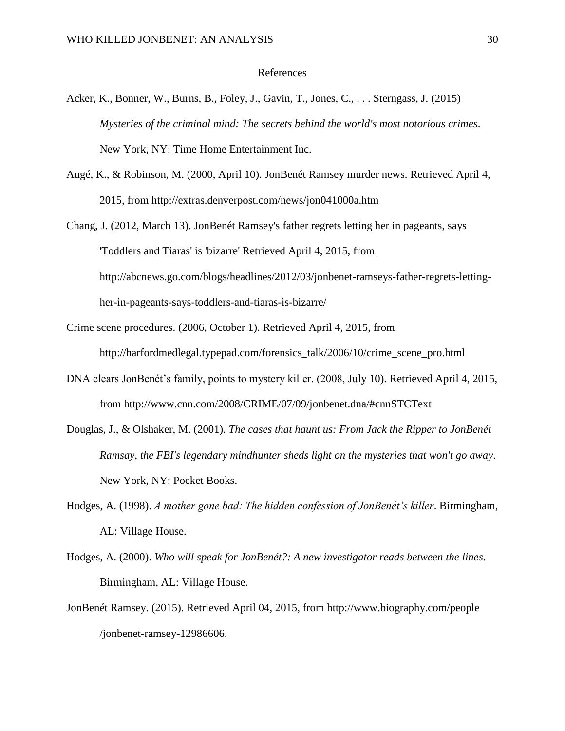# References

Acker, K., Bonner, W., Burns, B., Foley, J., Gavin, T., Jones, C., . . . Sterngass, J. (2015) *Mysteries of the criminal mind: The secrets behind the world's most notorious crimes*. New York, NY: Time Home Entertainment Inc.

Augé, K., & Robinson, M. (2000, April 10). JonBenét Ramsey murder news. Retrieved April 4, 2015, from http://extras.denverpost.com/news/jon041000a.htm

Chang, J. (2012, March 13). JonBenét Ramsey's father regrets letting her in pageants, says 'Toddlers and Tiaras' is 'bizarre' Retrieved April 4, 2015, from http://abcnews.go.com/blogs/headlines/2012/03/jonbenet-ramseys-father-regrets-letting-her-in-pageants-says-toddlers-and-tiaras-is-bizarre/

Crime scene procedures. (2006, October 1). Retrieved April 4, 2015, from http://harfordmedlegal.typepad.com/forensics_talk/2006/10/crime_scene_pro.html

DNA clears JonBenét's family, points to mystery killer. (2008, July 10). Retrieved April 4, 2015, from http://www.cnn.com/2008/CRIME/07/09/jonbenet.dna/#cnnSTCText

Douglas, J., & Olshaker, M. (2001). *The cases that haunt us: From Jack the Ripper to JonBenét Ramsay, the FBI's legendary mindhunter sheds light on the mysteries that won't go away*. New York, NY: Pocket Books.

Hodges, A. (1998). *A mother gone bad: The hidden confession of JonBenét's killer*. Birmingham, AL: Village House.

Hodges, A. (2000). *Who will speak for JonBenét?: A new investigator reads between the lines.* Birmingham, AL: Village House.

JonBenét Ramsey. (2015). Retrieved April 04, 2015, from http://www.biography.com/people /jonbenet-ramsey-12986606.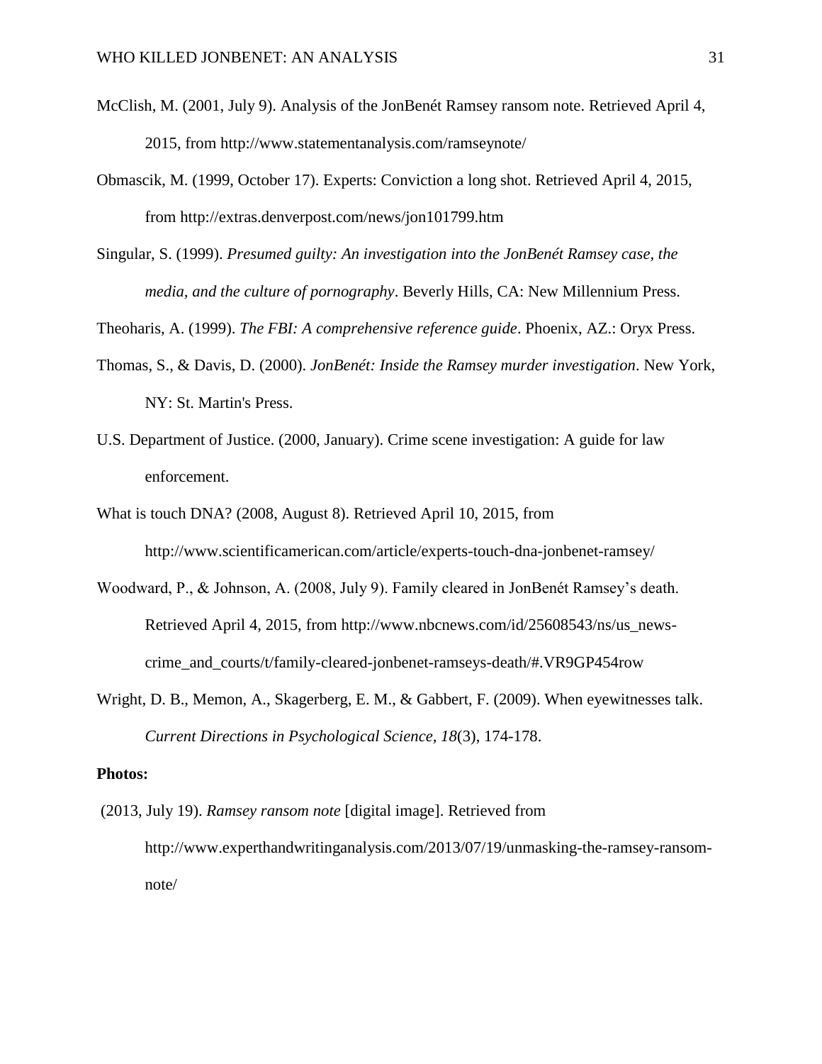McClish, M. (2001, July 9). Analysis of the JonBenét Ramsey ransom note. Retrieved April 4, 2015, from http://www.statementanalysis.com/ramseynote/

Obmascik, M. (1999, October 17). Experts: Conviction a long shot. Retrieved April 4, 2015, from http://extras.denverpost.com/news/jon101799.htm

Singular, S. (1999). *Presumed guilty: An investigation into the JonBenét Ramsey case, the media, and the culture of pornography*. Beverly Hills, CA: New Millennium Press.

Theoharis, A. (1999). *The FBI: A comprehensive reference guide*. Phoenix, AZ.: Oryx Press.

Thomas, S., & Davis, D. (2000). *JonBenét: Inside the Ramsey murder investigation*. New York, NY: St. Martin's Press.

U.S. Department of Justice. (2000, January). Crime scene investigation: A guide for law enforcement.

What is touch DNA? (2008, August 8). Retrieved April 10, 2015, from http://www.scientificamerican.com/article/experts-touch-dna-jonbenet-ramsey/

Woodward, P., & Johnson, A. (2008, July 9). Family cleared in JonBenét Ramsey's death. Retrieved April 4, 2015, from http://www.nbcnews.com/id/25608543/ns/us_news-crime_and_courts/t/family-cleared-jonbenet-ramseys-death/#.VR9GP454row

Wright, D. B., Memon, A., Skagerberg, E. M., & Gabbert, F. (2009). When eyewitnesses talk. *Current Directions in Psychological Science, 18*(3), 174-178.

**Photos:**

(2013, July 19). *Ramsey ransom note* [digital image]. Retrieved from http://www.experthandwritinganalysis.com/2013/07/19/unmasking-the-ramsey-ransom-note/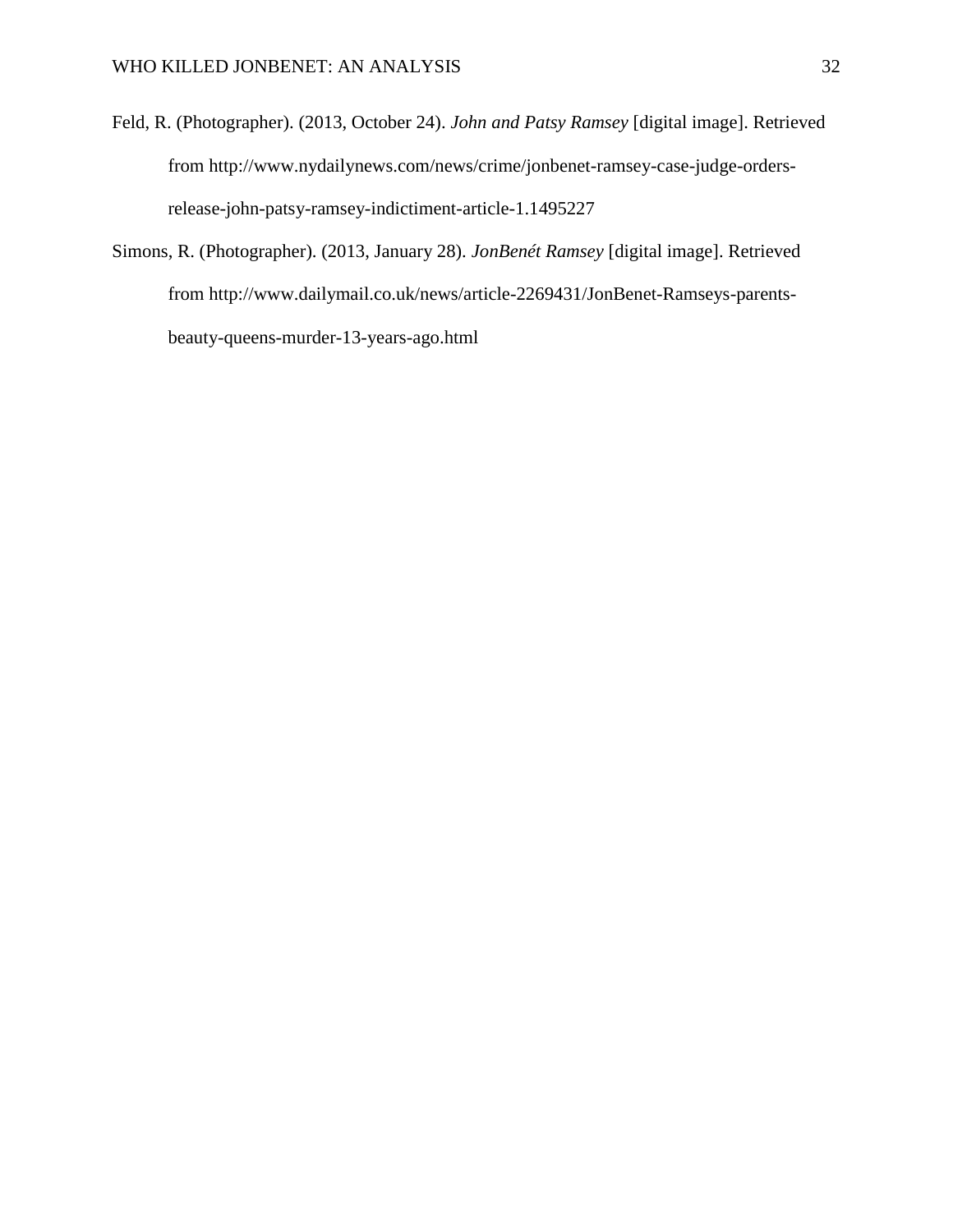Feld, R. (Photographer). (2013, October 24). *John and Patsy Ramsey* [digital image]. Retrieved from http://www.nydailynews.com/news/crime/jonbenet-ramsey-case-judge-orders-release-john-patsy-ramsey-indictiment-article-1.1495227

Simons, R. (Photographer). (2013, January 28). *JonBenét Ramsey* [digital image]. Retrieved from http://www.dailymail.co.uk/news/article-2269431/JonBenet-Ramseys-parents-beauty-queens-murder-13-years-ago.html